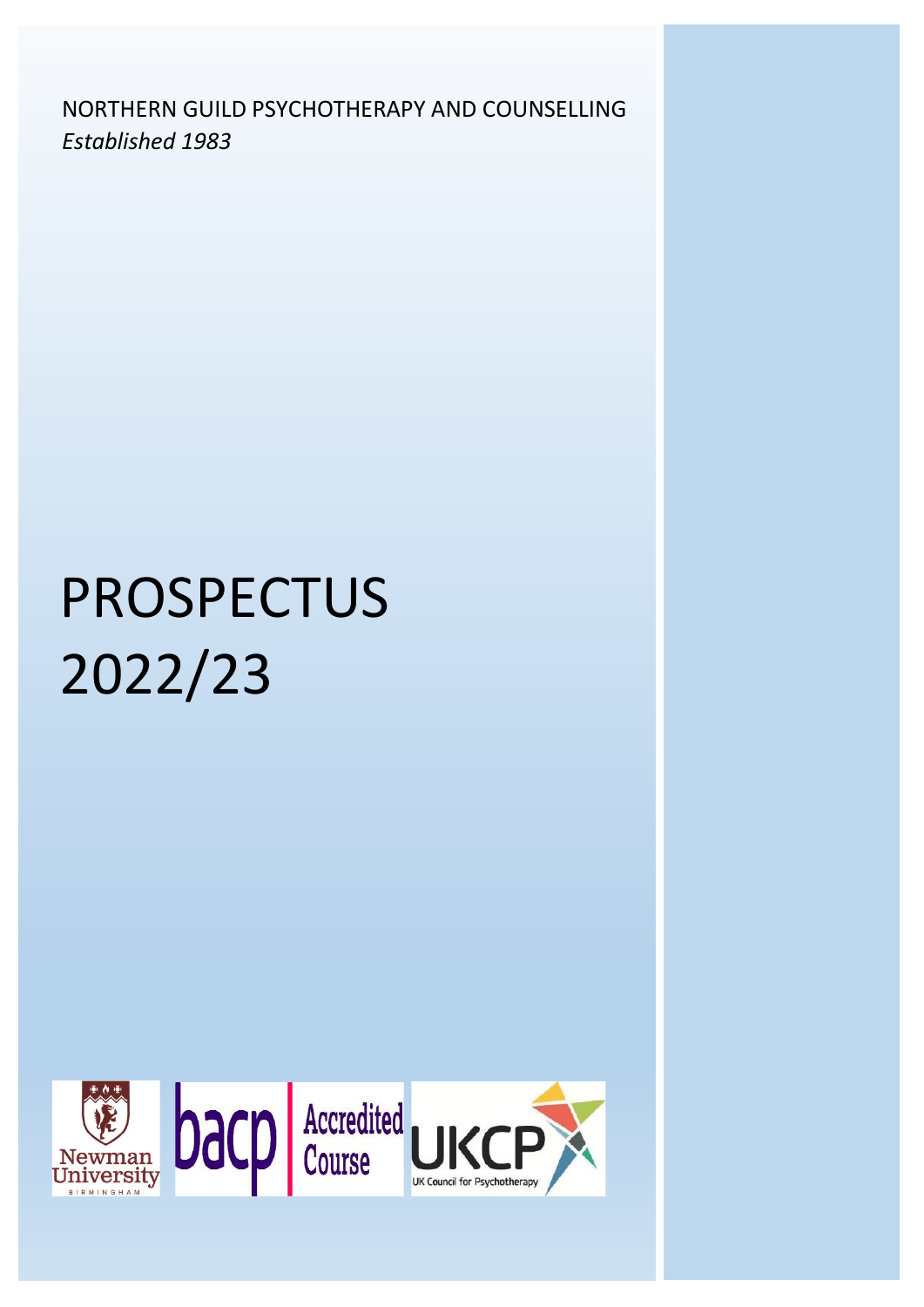NORTHERN GUILD PSYCHOTHERAPY AND COUNSELLING
*Established 1983*

# PROSPECTUS 2022/23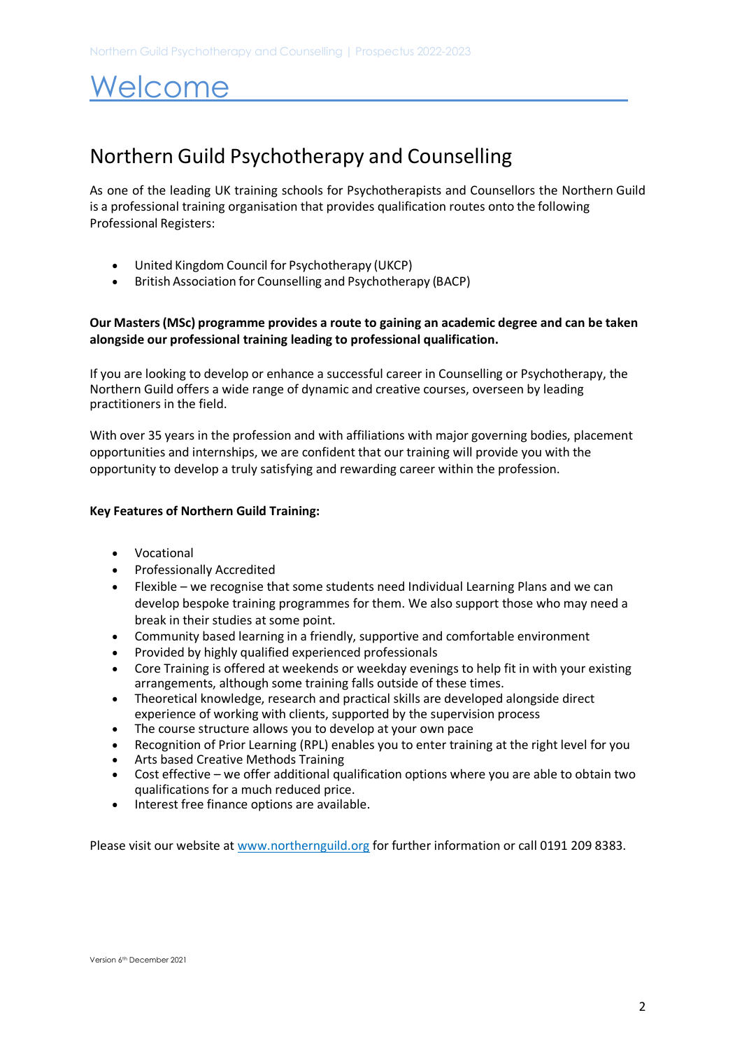# Welcome

## Northern Guild Psychotherapy and Counselling

As one of the leading UK training schools for Psychotherapists and Counsellors the Northern Guild is a professional training organisation that provides qualification routes onto the following Professional Registers:

- United Kingdom Council for Psychotherapy (UKCP)
- British Association for Counselling and Psychotherapy (BACP)

**Our Masters (MSc) programme provides a route to gaining an academic degree and can be taken alongside our professional training leading to professional qualification.**

If you are looking to develop or enhance a successful career in Counselling or Psychotherapy, the Northern Guild offers a wide range of dynamic and creative courses, overseen by leading practitioners in the field.

With over 35 years in the profession and with affiliations with major governing bodies, placement opportunities and internships, we are confident that our training will provide you with the opportunity to develop a truly satisfying and rewarding career within the profession.

**Key Features of Northern Guild Training:**

- Vocational
- Professionally Accredited
- Flexible – we recognise that some students need Individual Learning Plans and we can develop bespoke training programmes for them. We also support those who may need a break in their studies at some point.
- Community based learning in a friendly, supportive and comfortable environment
- Provided by highly qualified experienced professionals
- Core Training is offered at weekends or weekday evenings to help fit in with your existing arrangements, although some training falls outside of these times.
- Theoretical knowledge, research and practical skills are developed alongside direct experience of working with clients, supported by the supervision process
- The course structure allows you to develop at your own pace
- Recognition of Prior Learning (RPL) enables you to enter training at the right level for you
- Arts based Creative Methods Training
- Cost effective – we offer additional qualification options where you are able to obtain two qualifications for a much reduced price.
- Interest free finance options are available.

Please visit our website at [www.northernguild.org](http://www.northernguild.org) for further information or call 0191 209 8383.

Version 6th December 2021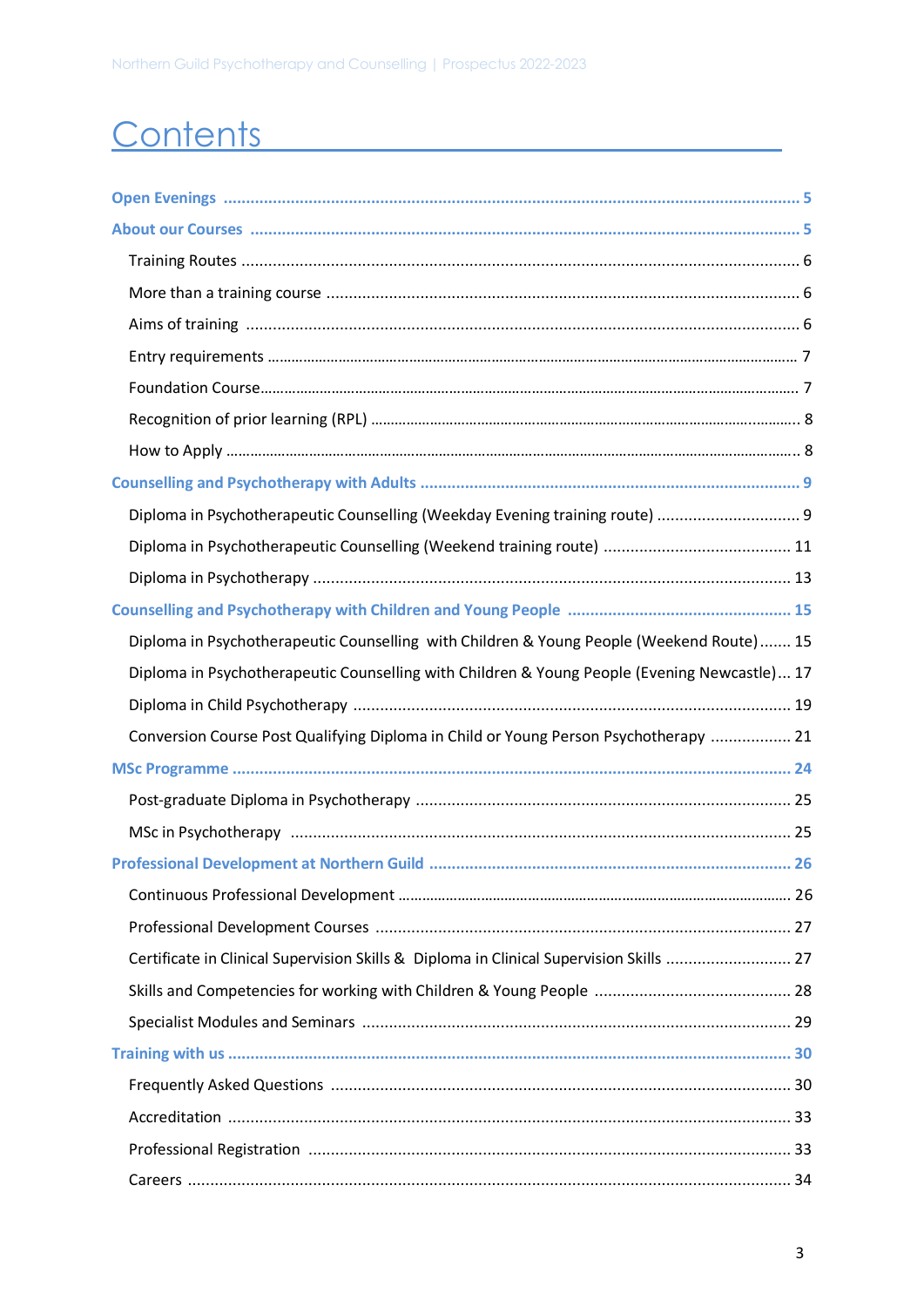# Contents

**Open Evenings** ........ 5

**About our Courses** ........ 5

- Training Routes ........ 6
- More than a training course ........ 6
- Aims of training ........ 6
- Entry requirements ........ 7
- Foundation Course ........ 7
- Recognition of prior learning (RPL) ........ 8
- How to Apply ........ 8

**Counselling and Psychotherapy with Adults** ........ 9

- Diploma in Psychotherapeutic Counselling (Weekday Evening training route) ........ 9
- Diploma in Psychotherapeutic Counselling (Weekend training route) ........ 11
- Diploma in Psychotherapy ........ 13

**Counselling and Psychotherapy with Children and Young People** ........ 15

- Diploma in Psychotherapeutic Counselling with Children & Young People (Weekend Route) ........ 15
- Diploma in Psychotherapeutic Counselling with Children & Young People (Evening Newcastle) ........ 17
- Diploma in Child Psychotherapy ........ 19
- Conversion Course Post Qualifying Diploma in Child or Young Person Psychotherapy ........ 21

**MSc Programme** ........ 24

- Post-graduate Diploma in Psychotherapy ........ 25
- MSc in Psychotherapy ........ 25

**Professional Development at Northern Guild** ........ 26

- Continuous Professional Development ........ 26
- Professional Development Courses ........ 27
- Certificate in Clinical Supervision Skills & Diploma in Clinical Supervision Skills ........ 27
- Skills and Competencies for working with Children & Young People ........ 28
- Specialist Modules and Seminars ........ 29

**Training with us** ........ 30

- Frequently Asked Questions ........ 30
- Accreditation ........ 33
- Professional Registration ........ 33
- Careers ........ 34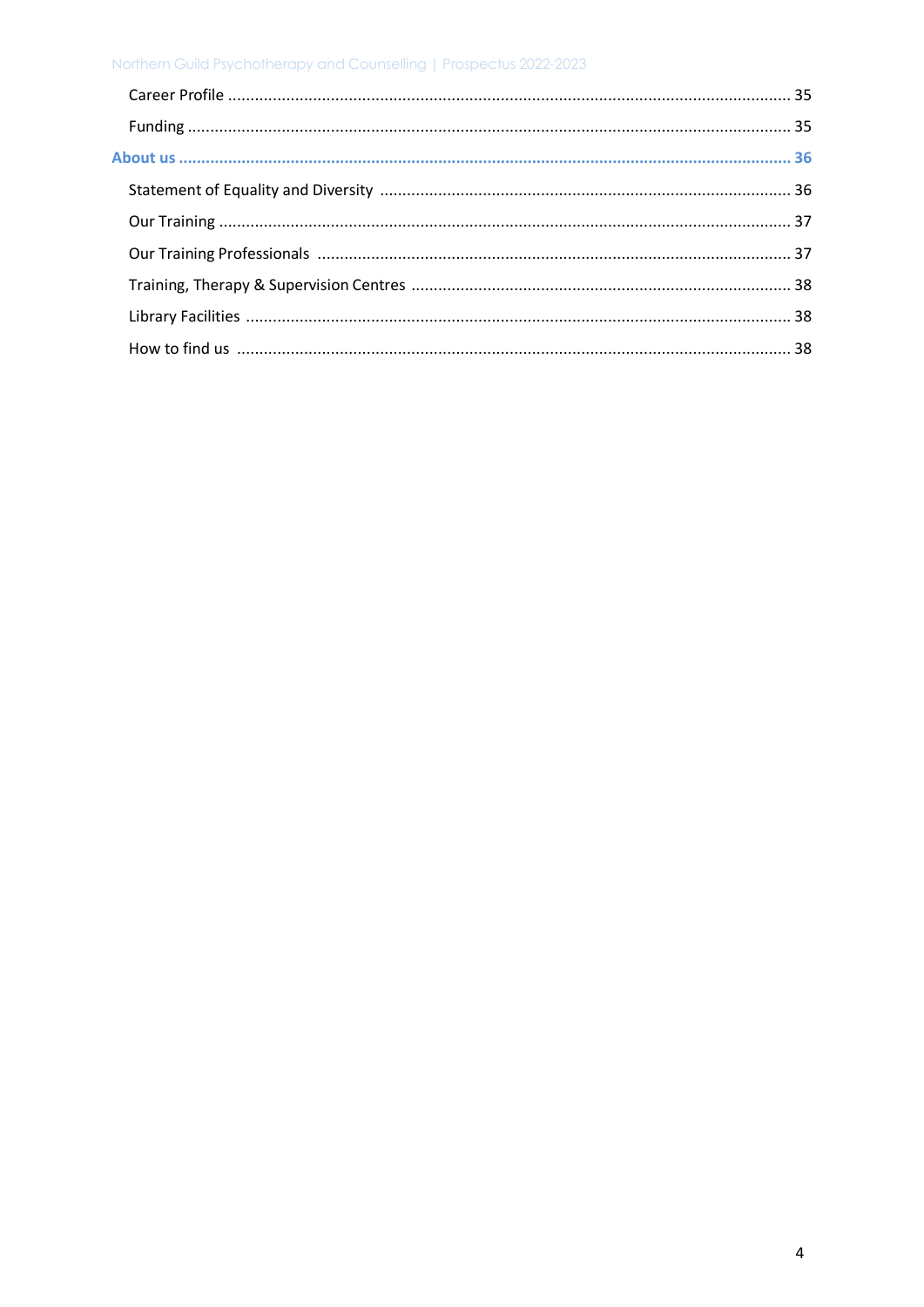Career Profile ........................................................................................................................ 35

Funding ................................................................................................................................ 35

**About us ................................................................................................................................ 36**

Statement of Equality and Diversity ........................................................................................ 36

Our Training ........................................................................................................................... 37

Our Training Professionals ...................................................................................................... 37

Training, Therapy & Supervision Centres ................................................................................. 38

Library Facilities ..................................................................................................................... 38

How to find us ........................................................................................................................ 38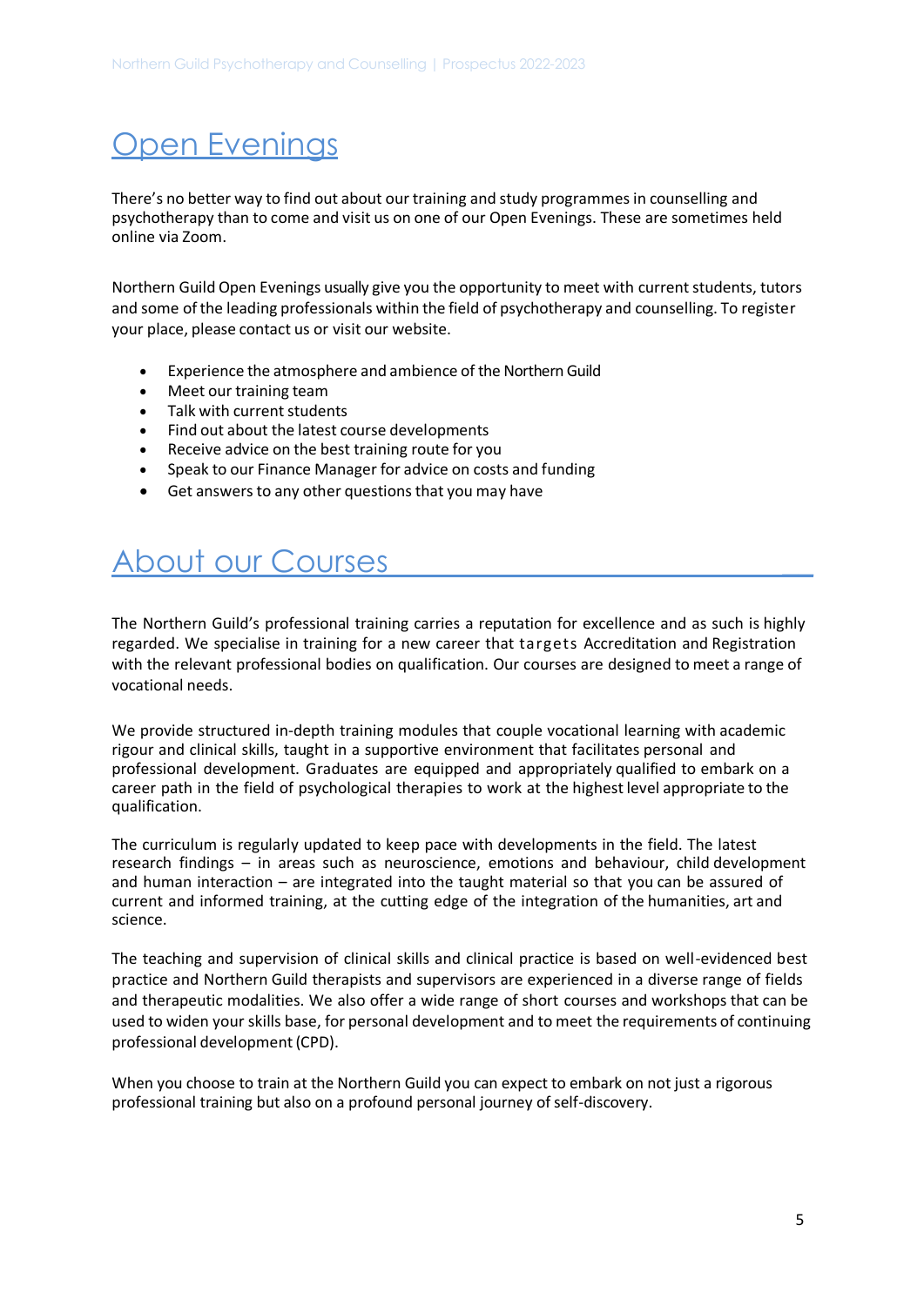# Open Evenings

There's no better way to find out about our training and study programmes in counselling and psychotherapy than to come and visit us on one of our Open Evenings. These are sometimes held online via Zoom.

Northern Guild Open Evenings usually give you the opportunity to meet with current students, tutors and some of the leading professionals within the field of psychotherapy and counselling. To register your place, please contact us or visit our website.

- Experience the atmosphere and ambience of the Northern Guild
- Meet our training team
- Talk with current students
- Find out about the latest course developments
- Receive advice on the best training route for you
- Speak to our Finance Manager for advice on costs and funding
- Get answers to any other questions that you may have

# About our Courses

The Northern Guild's professional training carries a reputation for excellence and as such is highly regarded. We specialise in training for a new career that targets Accreditation and Registration with the relevant professional bodies on qualification. Our courses are designed to meet a range of vocational needs.

We provide structured in-depth training modules that couple vocational learning with academic rigour and clinical skills, taught in a supportive environment that facilitates personal and professional development. Graduates are equipped and appropriately qualified to embark on a career path in the field of psychological therapies to work at the highest level appropriate to the qualification.

The curriculum is regularly updated to keep pace with developments in the field. The latest research findings – in areas such as neuroscience, emotions and behaviour, child development and human interaction – are integrated into the taught material so that you can be assured of current and informed training, at the cutting edge of the integration of the humanities, art and science.

The teaching and supervision of clinical skills and clinical practice is based on well-evidenced best practice and Northern Guild therapists and supervisors are experienced in a diverse range of fields and therapeutic modalities. We also offer a wide range of short courses and workshops that can be used to widen your skills base, for personal development and to meet the requirements of continuing professional development (CPD).

When you choose to train at the Northern Guild you can expect to embark on not just a rigorous professional training but also on a profound personal journey of self-discovery.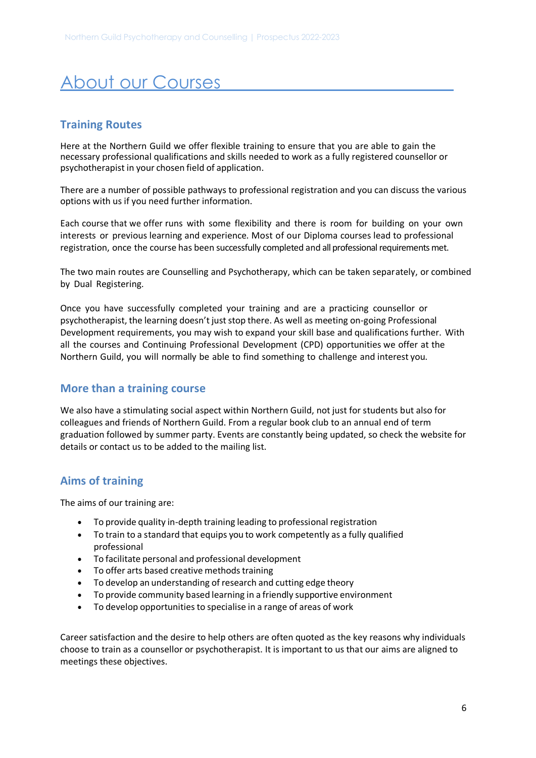# About our Courses

## Training Routes

Here at the Northern Guild we offer flexible training to ensure that you are able to gain the necessary professional qualifications and skills needed to work as a fully registered counsellor or psychotherapist in your chosen field of application.

There are a number of possible pathways to professional registration and you can discuss the various options with us if you need further information.

Each course that we offer runs with some flexibility and there is room for building on your own interests or previous learning and experience. Most of our Diploma courses lead to professional registration, once the course has been successfully completed and all professional requirements met.

The two main routes are Counselling and Psychotherapy, which can be taken separately, or combined by Dual Registering.

Once you have successfully completed your training and are a practicing counsellor or psychotherapist, the learning doesn't just stop there. As well as meeting on-going Professional Development requirements, you may wish to expand your skill base and qualifications further. With all the courses and Continuing Professional Development (CPD) opportunities we offer at the Northern Guild, you will normally be able to find something to challenge and interest you.

## More than a training course

We also have a stimulating social aspect within Northern Guild, not just for students but also for colleagues and friends of Northern Guild. From a regular book club to an annual end of term graduation followed by summer party. Events are constantly being updated, so check the website for details or contact us to be added to the mailing list.

## Aims of training

The aims of our training are:

- To provide quality in-depth training leading to professional registration
- To train to a standard that equips you to work competently as a fully qualified professional
- To facilitate personal and professional development
- To offer arts based creative methods training
- To develop an understanding of research and cutting edge theory
- To provide community based learning in a friendly supportive environment
- To develop opportunities to specialise in a range of areas of work

Career satisfaction and the desire to help others are often quoted as the key reasons why individuals choose to train as a counsellor or psychotherapist. It is important to us that our aims are aligned to meetings these objectives.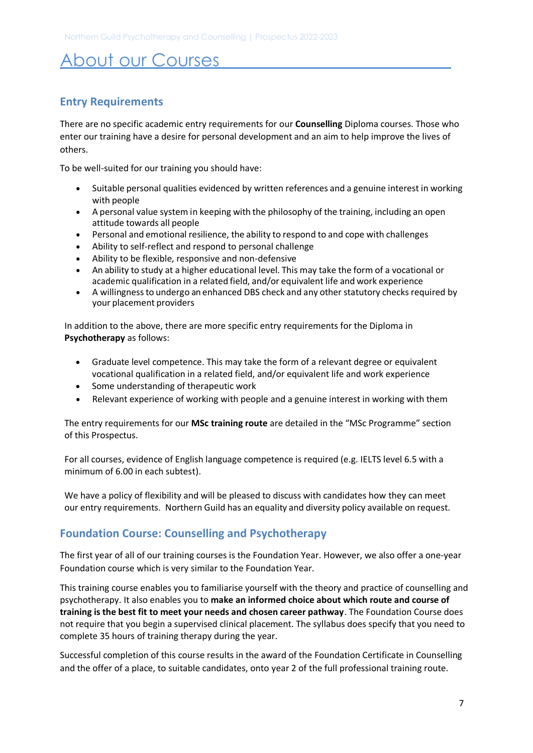# About our Courses

## Entry Requirements

There are no specific academic entry requirements for our **Counselling** Diploma courses. Those who enter our training have a desire for personal development and an aim to help improve the lives of others.

To be well-suited for our training you should have:

- Suitable personal qualities evidenced by written references and a genuine interest in working with people
- A personal value system in keeping with the philosophy of the training, including an open attitude towards all people
- Personal and emotional resilience, the ability to respond to and cope with challenges
- Ability to self-reflect and respond to personal challenge
- Ability to be flexible, responsive and non-defensive
- An ability to study at a higher educational level. This may take the form of a vocational or academic qualification in a related field, and/or equivalent life and work experience
- A willingness to undergo an enhanced DBS check and any other statutory checks required by your placement providers

In addition to the above, there are more specific entry requirements for the Diploma in **Psychotherapy** as follows:

- Graduate level competence. This may take the form of a relevant degree or equivalent vocational qualification in a related field, and/or equivalent life and work experience
- Some understanding of therapeutic work
- Relevant experience of working with people and a genuine interest in working with them

The entry requirements for our **MSc training route** are detailed in the "MSc Programme" section of this Prospectus.

For all courses, evidence of English language competence is required (e.g. IELTS level 6.5 with a minimum of 6.00 in each subtest).

We have a policy of flexibility and will be pleased to discuss with candidates how they can meet our entry requirements. Northern Guild has an equality and diversity policy available on request.

## Foundation Course: Counselling and Psychotherapy

The first year of all of our training courses is the Foundation Year. However, we also offer a one-year Foundation course which is very similar to the Foundation Year.

This training course enables you to familiarise yourself with the theory and practice of counselling and psychotherapy. It also enables you to **make an informed choice about which route and course of training is the best fit to meet your needs and chosen career pathway**. The Foundation Course does not require that you begin a supervised clinical placement. The syllabus does specify that you need to complete 35 hours of training therapy during the year.

Successful completion of this course results in the award of the Foundation Certificate in Counselling and the offer of a place, to suitable candidates, onto year 2 of the full professional training route.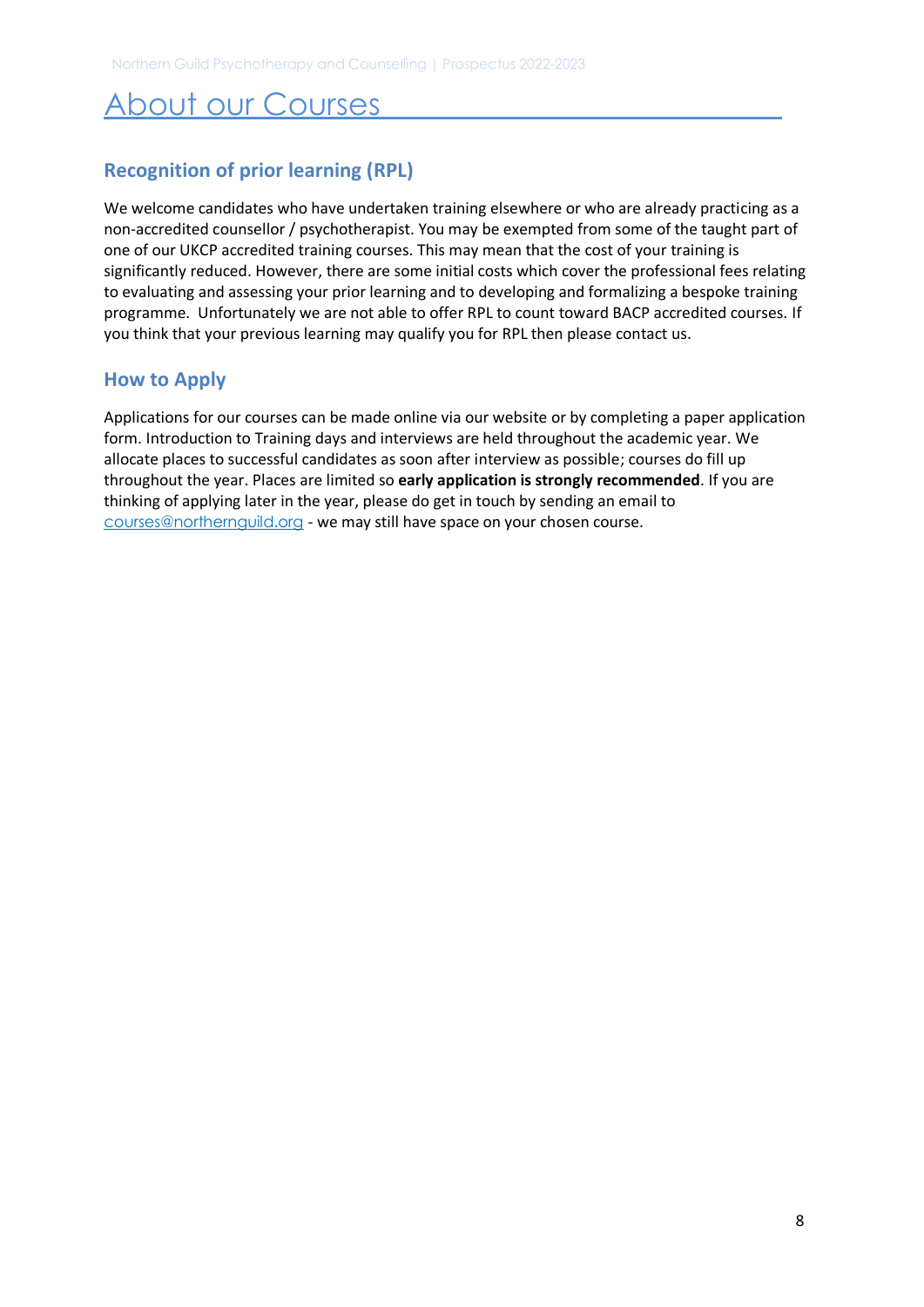# About our Courses

## Recognition of prior learning (RPL)

We welcome candidates who have undertaken training elsewhere or who are already practicing as a non-accredited counsellor / psychotherapist. You may be exempted from some of the taught part of one of our UKCP accredited training courses. This may mean that the cost of your training is significantly reduced. However, there are some initial costs which cover the professional fees relating to evaluating and assessing your prior learning and to developing and formalizing a bespoke training programme. Unfortunately we are not able to offer RPL to count toward BACP accredited courses. If you think that your previous learning may qualify you for RPL then please contact us.

## How to Apply

Applications for our courses can be made online via our website or by completing a paper application form. Introduction to Training days and interviews are held throughout the academic year. We allocate places to successful candidates as soon after interview as possible; courses do fill up throughout the year. Places are limited so **early application is strongly recommended**. If you are thinking of applying later in the year, please do get in touch by sending an email to courses@northernguild.org - we may still have space on your chosen course.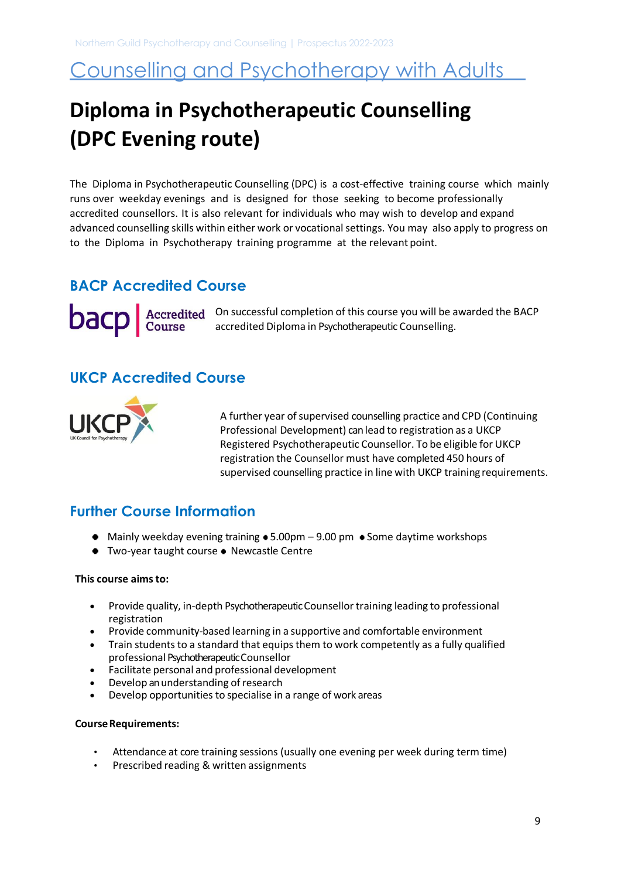## Counselling and Psychotherapy with Adults

# Diploma in Psychotherapeutic Counselling (DPC Evening route)

The Diploma in Psychotherapeutic Counselling (DPC) is a cost-effective training course which mainly runs over weekday evenings and is designed for those seeking to become professionally accredited counsellors. It is also relevant for individuals who may wish to develop and expand advanced counselling skills within either work or vocational settings. You may also apply to progress on to the Diploma in Psychotherapy training programme at the relevant point.

### BACP Accredited Course

bacp | Accredited Course

On successful completion of this course you will be awarded the BACP accredited Diploma in Psychotherapeutic Counselling.

### UKCP Accredited Course

UKCP UK Council for Psychotherapy

A further year of supervised counselling practice and CPD (Continuing Professional Development) can lead to registration as a UKCP Registered Psychotherapeutic Counsellor. To be eligible for UKCP registration the Counsellor must have completed 450 hours of supervised counselling practice in line with UKCP training requirements.

### Further Course Information

- Mainly weekday evening training • 5.00pm – 9.00 pm • Some daytime workshops
- Two-year taught course • Newcastle Centre

**This course aims to:**

- Provide quality, in-depth Psychotherapeutic Counsellor training leading to professional registration
- Provide community-based learning in a supportive and comfortable environment
- Train students to a standard that equips them to work competently as a fully qualified professional Psychotherapeutic Counsellor
- Facilitate personal and professional development
- Develop an understanding of research
- Develop opportunities to specialise in a range of work areas

**Course Requirements:**

- Attendance at core training sessions (usually one evening per week during term time)
- Prescribed reading & written assignments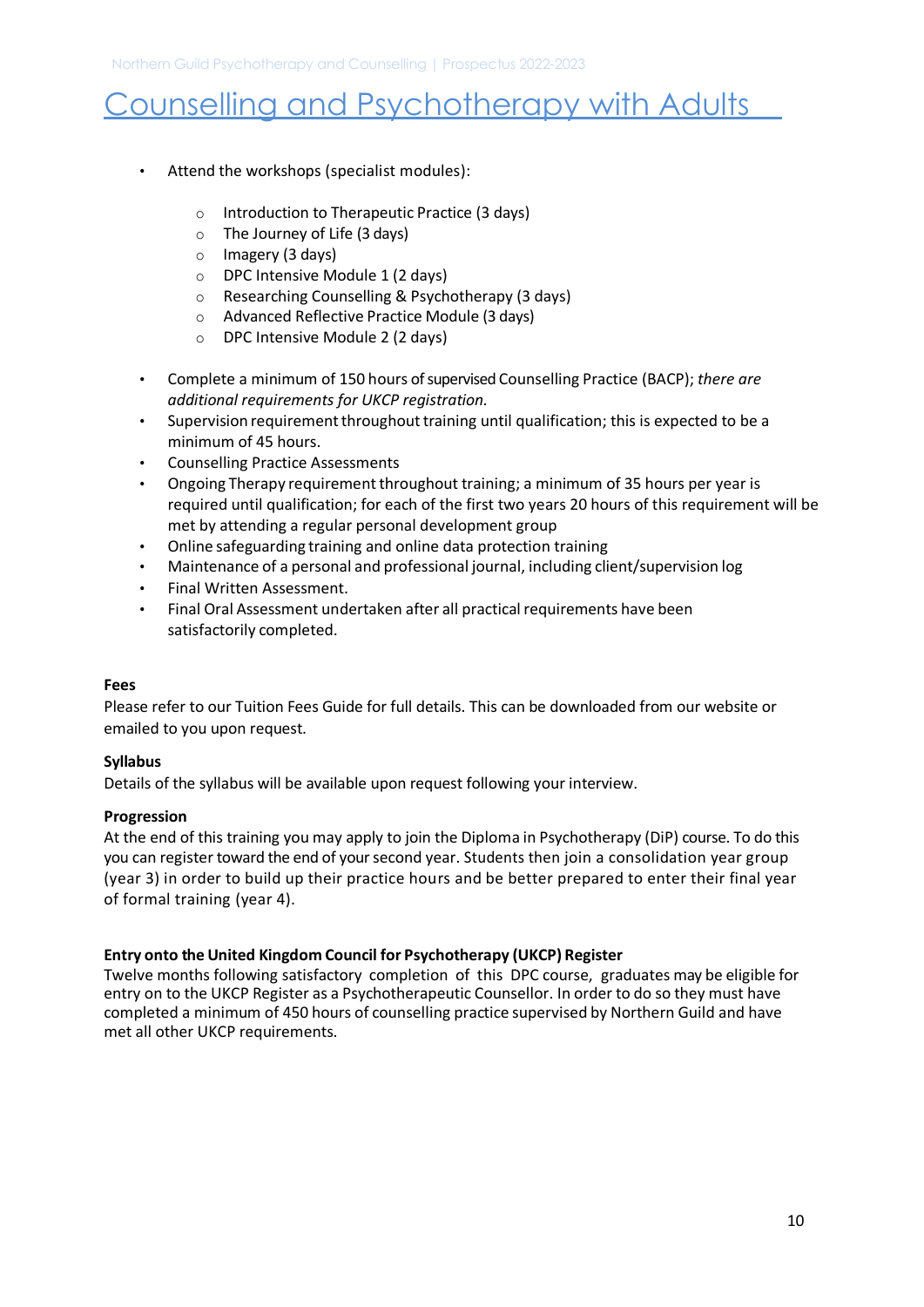# Counselling and Psychotherapy with Adults

- Attend the workshops (specialist modules):
  - Introduction to Therapeutic Practice (3 days)
  - The Journey of Life (3 days)
  - Imagery (3 days)
  - DPC Intensive Module 1 (2 days)
  - Researching Counselling & Psychotherapy (3 days)
  - Advanced Reflective Practice Module (3 days)
  - DPC Intensive Module 2 (2 days)
- Complete a minimum of 150 hours of supervised Counselling Practice (BACP); *there are additional requirements for UKCP registration.*
- Supervision requirement throughout training until qualification; this is expected to be a minimum of 45 hours.
- Counselling Practice Assessments
- Ongoing Therapy requirement throughout training; a minimum of 35 hours per year is required until qualification; for each of the first two years 20 hours of this requirement will be met by attending a regular personal development group
- Online safeguarding training and online data protection training
- Maintenance of a personal and professional journal, including client/supervision log
- Final Written Assessment.
- Final Oral Assessment undertaken after all practical requirements have been satisfactorily completed.

**Fees**
Please refer to our Tuition Fees Guide for full details. This can be downloaded from our website or emailed to you upon request.

**Syllabus**
Details of the syllabus will be available upon request following your interview.

**Progression**
At the end of this training you may apply to join the Diploma in Psychotherapy (DiP) course. To do this you can register toward the end of your second year. Students then join a consolidation year group (year 3) in order to build up their practice hours and be better prepared to enter their final year of formal training (year 4).

**Entry onto the United Kingdom Council for Psychotherapy (UKCP) Register**
Twelve months following satisfactory completion of this DPC course, graduates may be eligible for entry on to the UKCP Register as a Psychotherapeutic Counsellor. In order to do so they must have completed a minimum of 450 hours of counselling practice supervised by Northern Guild and have met all other UKCP requirements.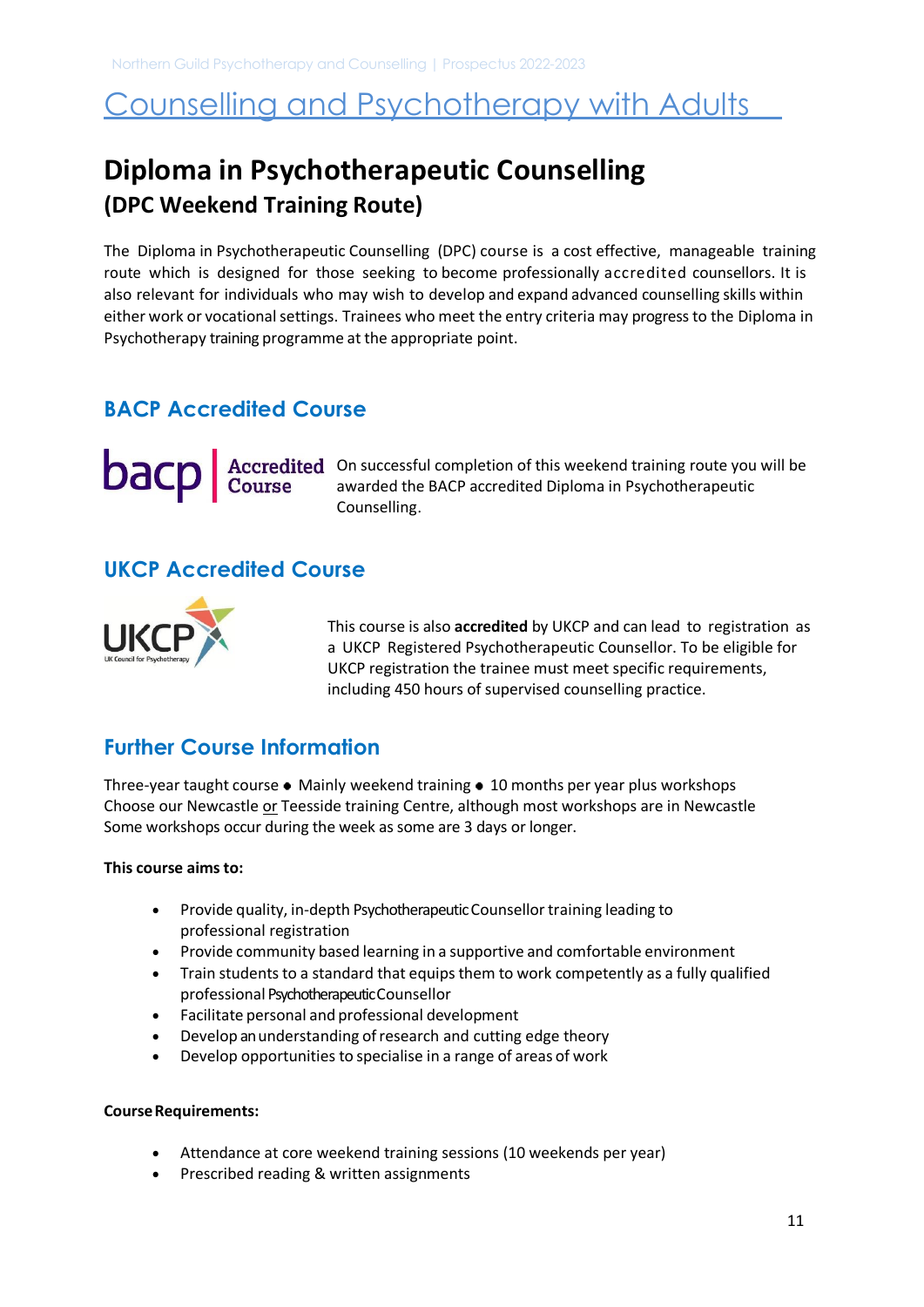# Counselling and Psychotherapy with Adults

## Diploma in Psychotherapeutic Counselling
### (DPC Weekend Training Route)

The Diploma in Psychotherapeutic Counselling (DPC) course is a cost effective, manageable training route which is designed for those seeking to become professionally accredited counsellors. It is also relevant for individuals who may wish to develop and expand advanced counselling skills within either work or vocational settings. Trainees who meet the entry criteria may progress to the Diploma in Psychotherapy training programme at the appropriate point.

### BACP Accredited Course

bacp | Accredited Course

On successful completion of this weekend training route you will be awarded the BACP accredited Diploma in Psychotherapeutic Counselling.

### UKCP Accredited Course

UKCP UK Council for Psychotherapy

This course is also **accredited** by UKCP and can lead to registration as a UKCP Registered Psychotherapeutic Counsellor. To be eligible for UKCP registration the trainee must meet specific requirements, including 450 hours of supervised counselling practice.

### Further Course Information

Three-year taught course • Mainly weekend training • 10 months per year plus workshops
Choose our Newcastle or Teesside training Centre, although most workshops are in Newcastle
Some workshops occur during the week as some are 3 days or longer.

**This course aims to:**

- Provide quality, in-depth Psychotherapeutic Counsellor training leading to professional registration
- Provide community based learning in a supportive and comfortable environment
- Train students to a standard that equips them to work competently as a fully qualified professional Psychotherapeutic Counsellor
- Facilitate personal and professional development
- Develop an understanding of research and cutting edge theory
- Develop opportunities to specialise in a range of areas of work

**Course Requirements:**

- Attendance at core weekend training sessions (10 weekends per year)
- Prescribed reading & written assignments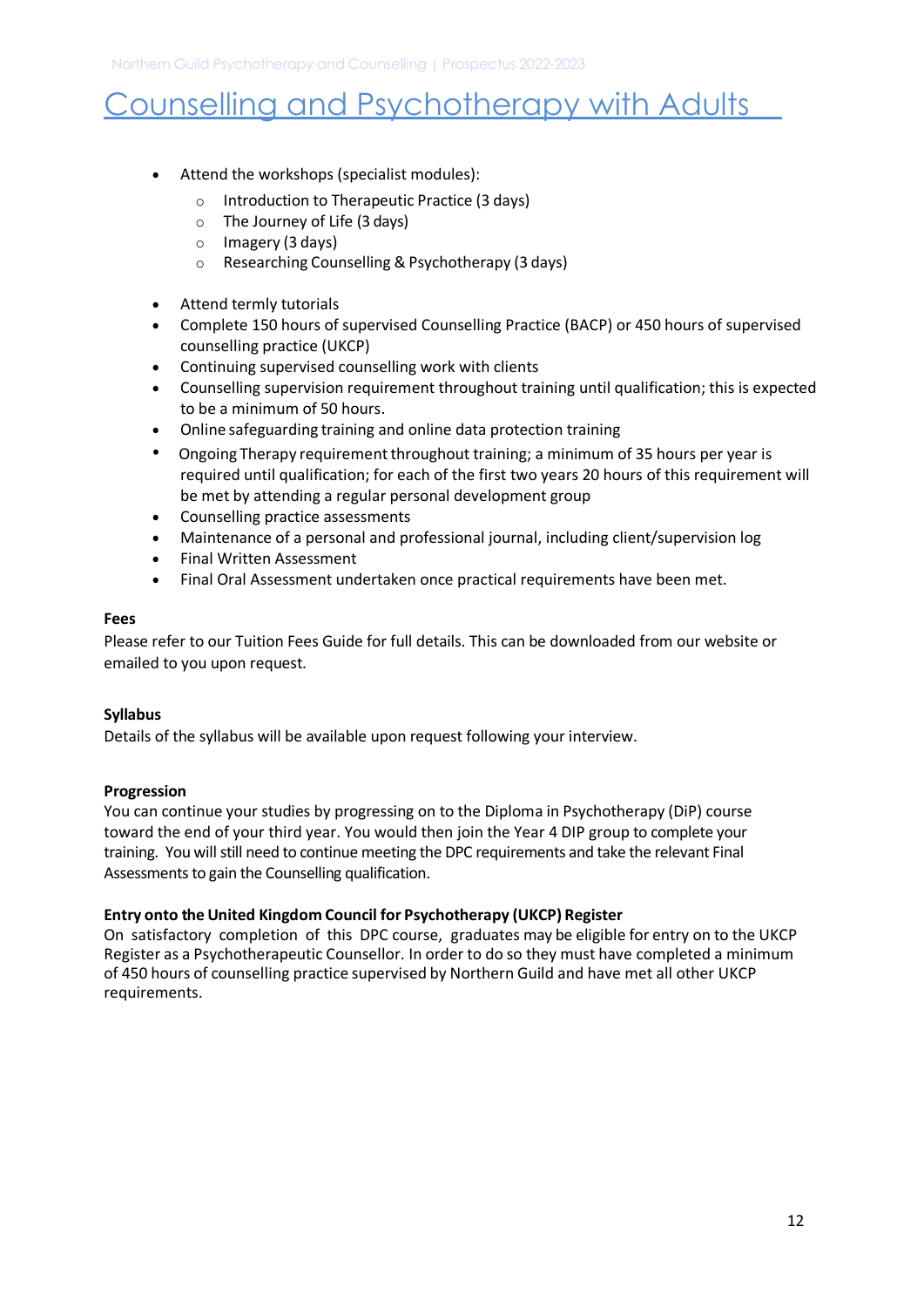## Counselling and Psychotherapy with Adults

- Attend the workshops (specialist modules):
  - Introduction to Therapeutic Practice (3 days)
  - The Journey of Life (3 days)
  - Imagery (3 days)
  - Researching Counselling & Psychotherapy (3 days)

- Attend termly tutorials
- Complete 150 hours of supervised Counselling Practice (BACP) or 450 hours of supervised counselling practice (UKCP)
- Continuing supervised counselling work with clients
- Counselling supervision requirement throughout training until qualification; this is expected to be a minimum of 50 hours.
- Online safeguarding training and online data protection training
- Ongoing Therapy requirement throughout training; a minimum of 35 hours per year is required until qualification; for each of the first two years 20 hours of this requirement will be met by attending a regular personal development group
- Counselling practice assessments
- Maintenance of a personal and professional journal, including client/supervision log
- Final Written Assessment
- Final Oral Assessment undertaken once practical requirements have been met.

**Fees**

Please refer to our Tuition Fees Guide for full details. This can be downloaded from our website or emailed to you upon request.

**Syllabus**

Details of the syllabus will be available upon request following your interview.

**Progression**

You can continue your studies by progressing on to the Diploma in Psychotherapy (DiP) course toward the end of your third year. You would then join the Year 4 DIP group to complete your training. You will still need to continue meeting the DPC requirements and take the relevant Final Assessments to gain the Counselling qualification.

**Entry onto the United Kingdom Council for Psychotherapy (UKCP) Register**

On satisfactory completion of this DPC course, graduates may be eligible for entry on to the UKCP Register as a Psychotherapeutic Counsellor. In order to do so they must have completed a minimum of 450 hours of counselling practice supervised by Northern Guild and have met all other UKCP requirements.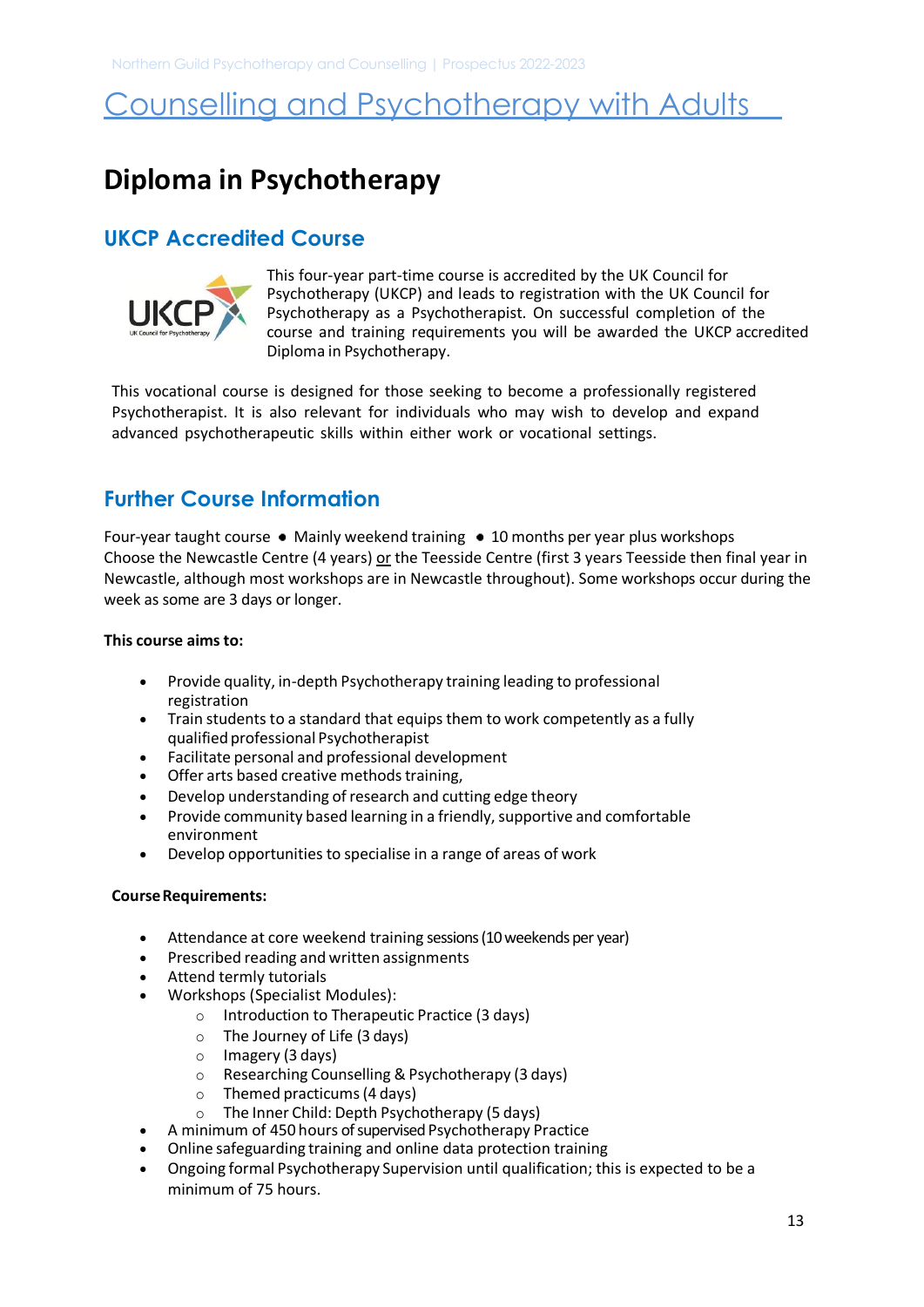# Counselling and Psychotherapy with Adults

## Diploma in Psychotherapy

### UKCP Accredited Course

This four-year part-time course is accredited by the UK Council for Psychotherapy (UKCP) and leads to registration with the UK Council for Psychotherapy as a Psychotherapist. On successful completion of the course and training requirements you will be awarded the UKCP accredited Diploma in Psychotherapy.

This vocational course is designed for those seeking to become a professionally registered Psychotherapist. It is also relevant for individuals who may wish to develop and expand advanced psychotherapeutic skills within either work or vocational settings.

### Further Course Information

Four-year taught course ● Mainly weekend training ● 10 months per year plus workshops
Choose the Newcastle Centre (4 years) or the Teesside Centre (first 3 years Teesside then final year in Newcastle, although most workshops are in Newcastle throughout). Some workshops occur during the week as some are 3 days or longer.

**This course aims to:**

- Provide quality, in-depth Psychotherapy training leading to professional registration
- Train students to a standard that equips them to work competently as a fully qualified professional Psychotherapist
- Facilitate personal and professional development
- Offer arts based creative methods training,
- Develop understanding of research and cutting edge theory
- Provide community based learning in a friendly, supportive and comfortable environment
- Develop opportunities to specialise in a range of areas of work

**Course Requirements:**

- Attendance at core weekend training sessions (10 weekends per year)
- Prescribed reading and written assignments
- Attend termly tutorials
- Workshops (Specialist Modules):
  - Introduction to Therapeutic Practice (3 days)
  - The Journey of Life (3 days)
  - Imagery (3 days)
  - Researching Counselling & Psychotherapy (3 days)
  - Themed practicums (4 days)
  - The Inner Child: Depth Psychotherapy (5 days)
- A minimum of 450 hours of supervised Psychotherapy Practice
- Online safeguarding training and online data protection training
- Ongoing formal Psychotherapy Supervision until qualification; this is expected to be a minimum of 75 hours.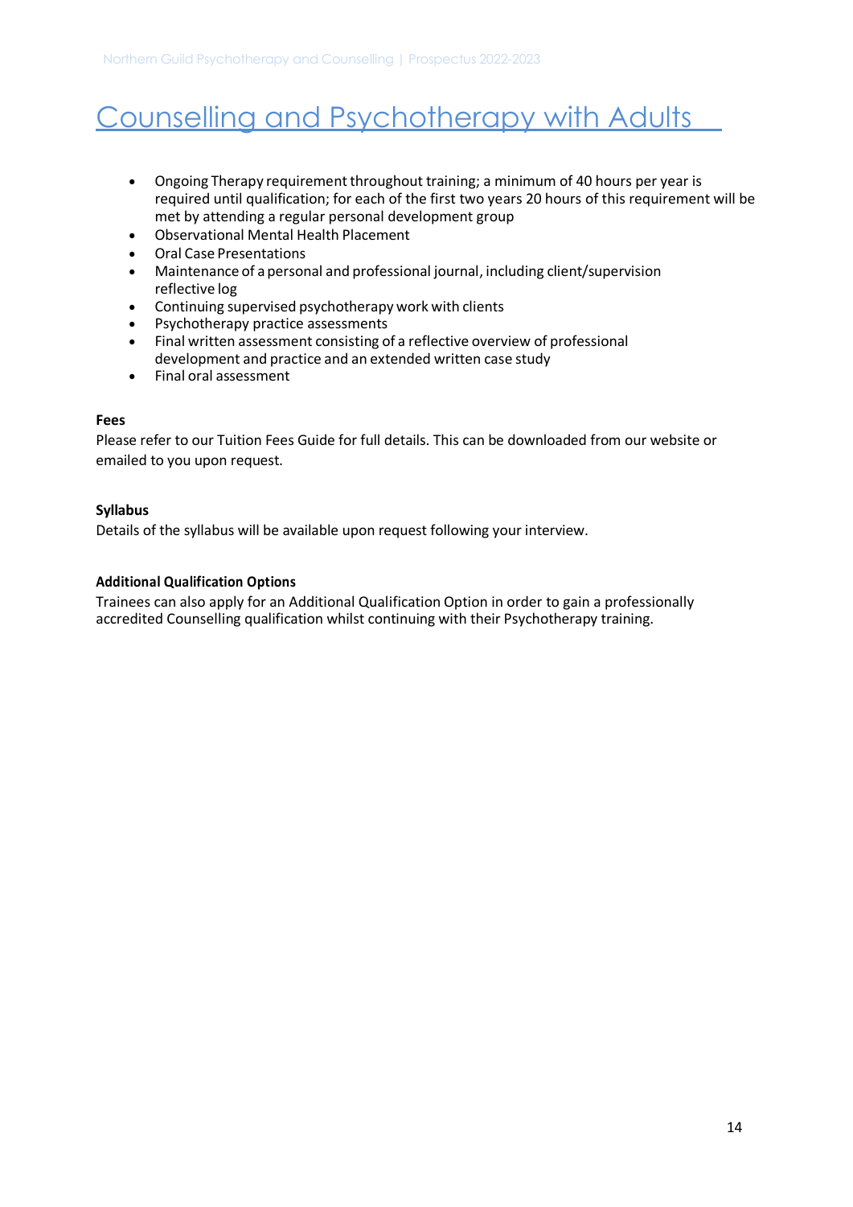# Counselling and Psychotherapy with Adults

- Ongoing Therapy requirement throughout training; a minimum of 40 hours per year is required until qualification; for each of the first two years 20 hours of this requirement will be met by attending a regular personal development group
- Observational Mental Health Placement
- Oral Case Presentations
- Maintenance of a personal and professional journal, including client/supervision reflective log
- Continuing supervised psychotherapy work with clients
- Psychotherapy practice assessments
- Final written assessment consisting of a reflective overview of professional development and practice and an extended written case study
- Final oral assessment

**Fees**

Please refer to our Tuition Fees Guide for full details. This can be downloaded from our website or emailed to you upon request.

**Syllabus**

Details of the syllabus will be available upon request following your interview.

**Additional Qualification Options**

Trainees can also apply for an Additional Qualification Option in order to gain a professionally accredited Counselling qualification whilst continuing with their Psychotherapy training.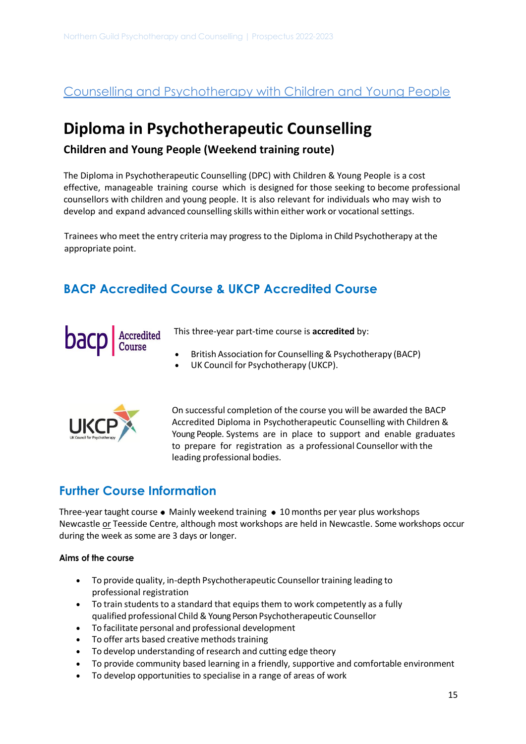Counselling and Psychotherapy with Children and Young People

# Diploma in Psychotherapeutic Counselling

### Children and Young People (Weekend training route)

The Diploma in Psychotherapeutic Counselling (DPC) with Children & Young People is a cost effective, manageable training course which is designed for those seeking to become professional counsellors with children and young people. It is also relevant for individuals who may wish to develop and expand advanced counselling skills within either work or vocational settings.

Trainees who meet the entry criteria may progress to the Diploma in Child Psychotherapy at the appropriate point.

## BACP Accredited Course & UKCP Accredited Course

This three-year part-time course is **accredited** by:

- British Association for Counselling & Psychotherapy (BACP)
- UK Council for Psychotherapy (UKCP).

On successful completion of the course you will be awarded the BACP Accredited Diploma in Psychotherapeutic Counselling with Children & Young People. Systems are in place to support and enable graduates to prepare for registration as a professional Counsellor with the leading professional bodies.

## Further Course Information

Three-year taught course • Mainly weekend training • 10 months per year plus workshops Newcastle or Teesside Centre, although most workshops are held in Newcastle. Some workshops occur during the week as some are 3 days or longer.

**Aims of the course**

- To provide quality, in-depth Psychotherapeutic Counsellor training leading to professional registration
- To train students to a standard that equips them to work competently as a fully qualified professional Child & Young Person Psychotherapeutic Counsellor
- To facilitate personal and professional development
- To offer arts based creative methods training
- To develop understanding of research and cutting edge theory
- To provide community based learning in a friendly, supportive and comfortable environment
- To develop opportunities to specialise in a range of areas of work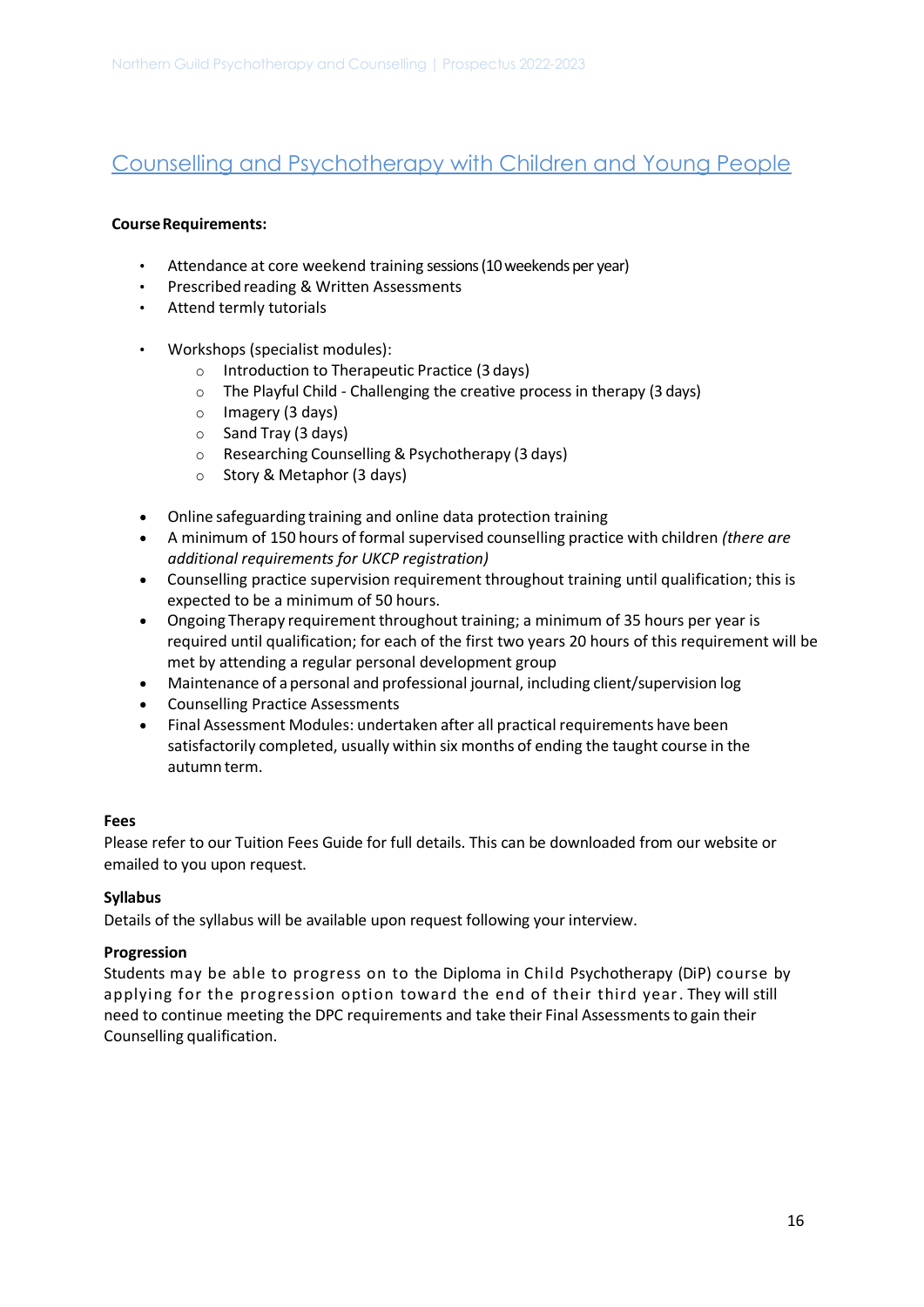## Counselling and Psychotherapy with Children and Young People

**Course Requirements:**

- Attendance at core weekend training sessions (10 weekends per year)
- Prescribed reading & Written Assessments
- Attend termly tutorials

- Workshops (specialist modules):
  - Introduction to Therapeutic Practice (3 days)
  - The Playful Child - Challenging the creative process in therapy (3 days)
  - Imagery (3 days)
  - Sand Tray (3 days)
  - Researching Counselling & Psychotherapy (3 days)
  - Story & Metaphor (3 days)

- Online safeguarding training and online data protection training
- A minimum of 150 hours of formal supervised counselling practice with children *(there are additional requirements for UKCP registration)*
- Counselling practice supervision requirement throughout training until qualification; this is expected to be a minimum of 50 hours.
- Ongoing Therapy requirement throughout training; a minimum of 35 hours per year is required until qualification; for each of the first two years 20 hours of this requirement will be met by attending a regular personal development group
- Maintenance of a personal and professional journal, including client/supervision log
- Counselling Practice Assessments
- Final Assessment Modules: undertaken after all practical requirements have been satisfactorily completed, usually within six months of ending the taught course in the autumn term.

**Fees**

Please refer to our Tuition Fees Guide for full details. This can be downloaded from our website or emailed to you upon request.

**Syllabus**

Details of the syllabus will be available upon request following your interview.

**Progression**

Students may be able to progress on to the Diploma in Child Psychotherapy (DiP) course by applying for the progression option toward the end of their third year. They will still need to continue meeting the DPC requirements and take their Final Assessments to gain their Counselling qualification.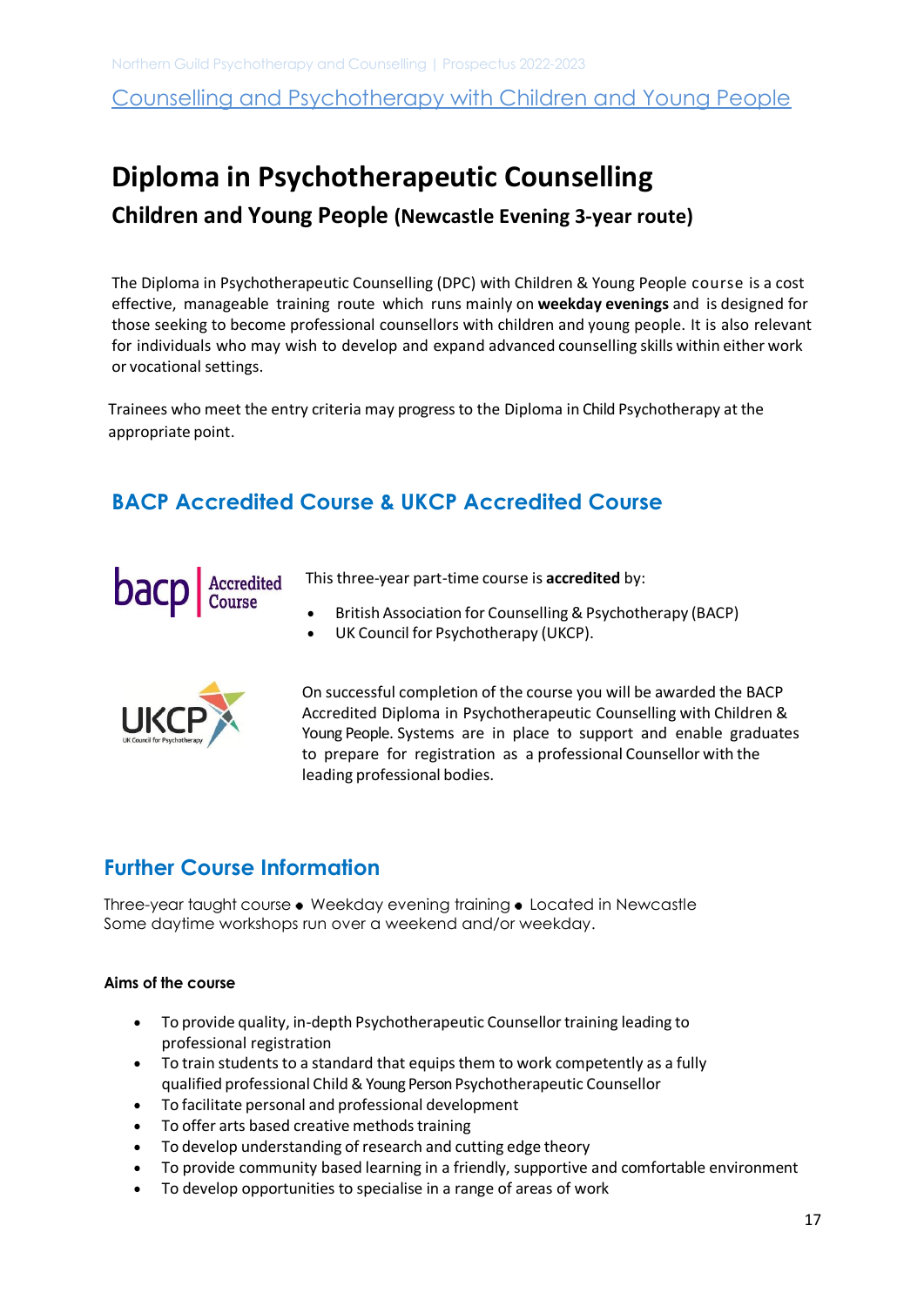Counselling and Psychotherapy with Children and Young People

# Diploma in Psychotherapeutic Counselling

## Children and Young People (Newcastle Evening 3-year route)

The Diploma in Psychotherapeutic Counselling (DPC) with Children & Young People course is a cost effective, manageable training route which runs mainly on **weekday evenings** and is designed for those seeking to become professional counsellors with children and young people. It is also relevant for individuals who may wish to develop and expand advanced counselling skills within either work or vocational settings.

Trainees who meet the entry criteria may progress to the Diploma in Child Psychotherapy at the appropriate point.

## BACP Accredited Course & UKCP Accredited Course

bacp | Accredited Course

This three-year part-time course is **accredited** by:

- British Association for Counselling & Psychotherapy (BACP)
- UK Council for Psychotherapy (UKCP).

UKCP UK Council for Psychotherapy

On successful completion of the course you will be awarded the BACP Accredited Diploma in Psychotherapeutic Counselling with Children & Young People. Systems are in place to support and enable graduates to prepare for registration as a professional Counsellor with the leading professional bodies.

## Further Course Information

Three-year taught course • Weekday evening training • Located in Newcastle
Some daytime workshops run over a weekend and/or weekday.

**Aims of the course**

- To provide quality, in-depth Psychotherapeutic Counsellor training leading to professional registration
- To train students to a standard that equips them to work competently as a fully qualified professional Child & Young Person Psychotherapeutic Counsellor
- To facilitate personal and professional development
- To offer arts based creative methods training
- To develop understanding of research and cutting edge theory
- To provide community based learning in a friendly, supportive and comfortable environment
- To develop opportunities to specialise in a range of areas of work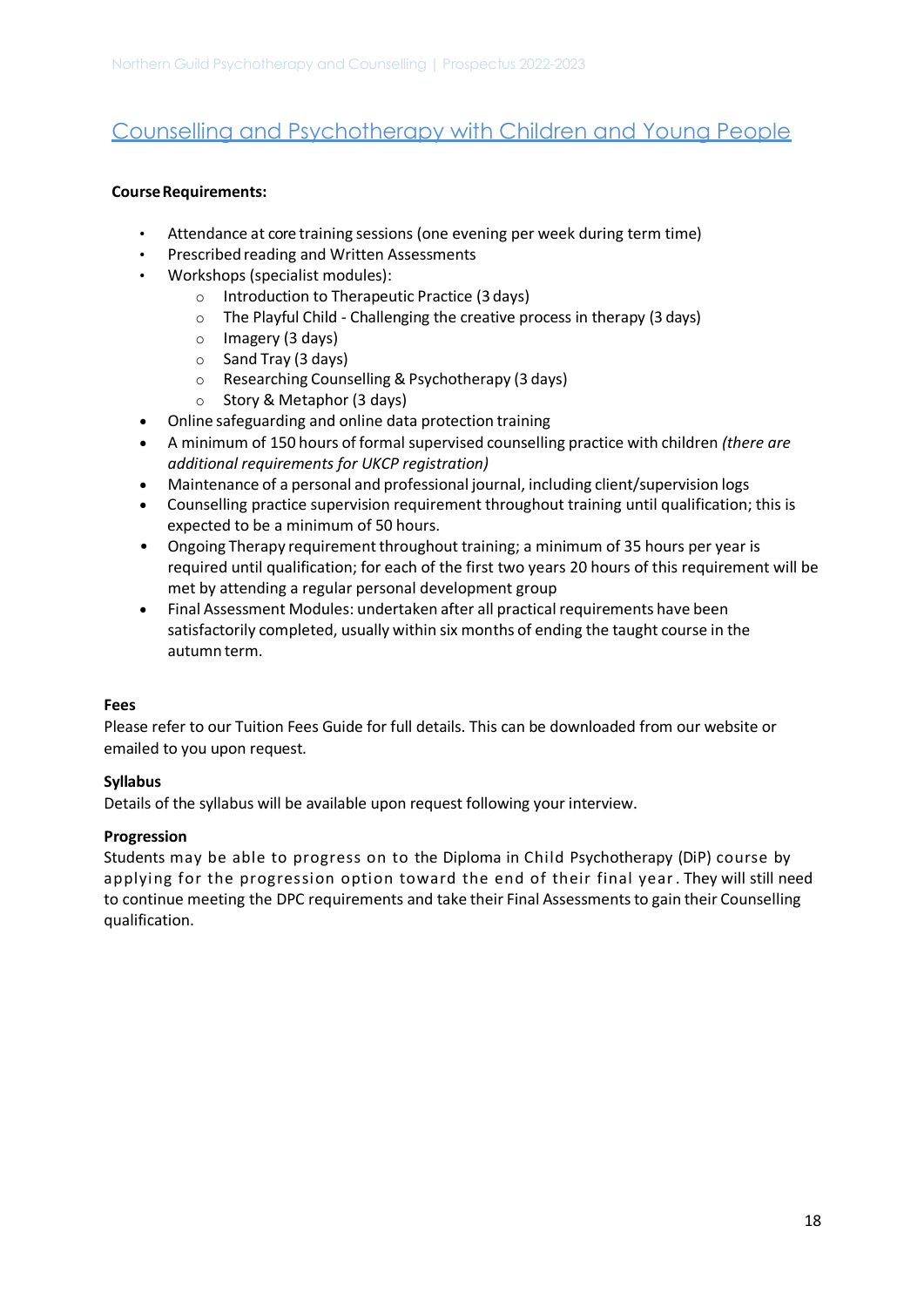## Counselling and Psychotherapy with Children and Young People

**Course Requirements:**

- Attendance at core training sessions (one evening per week during term time)
- Prescribed reading and Written Assessments
- Workshops (specialist modules):
  - Introduction to Therapeutic Practice (3 days)
  - The Playful Child - Challenging the creative process in therapy (3 days)
  - Imagery (3 days)
  - Sand Tray (3 days)
  - Researching Counselling & Psychotherapy (3 days)
  - Story & Metaphor (3 days)
- Online safeguarding and online data protection training
- A minimum of 150 hours of formal supervised counselling practice with children *(there are additional requirements for UKCP registration)*
- Maintenance of a personal and professional journal, including client/supervision logs
- Counselling practice supervision requirement throughout training until qualification; this is expected to be a minimum of 50 hours.
- Ongoing Therapy requirement throughout training; a minimum of 35 hours per year is required until qualification; for each of the first two years 20 hours of this requirement will be met by attending a regular personal development group
- Final Assessment Modules: undertaken after all practical requirements have been satisfactorily completed, usually within six months of ending the taught course in the autumn term.

**Fees**

Please refer to our Tuition Fees Guide for full details. This can be downloaded from our website or emailed to you upon request.

**Syllabus**

Details of the syllabus will be available upon request following your interview.

**Progression**

Students may be able to progress on to the Diploma in Child Psychotherapy (DiP) course by applying for the progression option toward the end of their final year. They will still need to continue meeting the DPC requirements and take their Final Assessments to gain their Counselling qualification.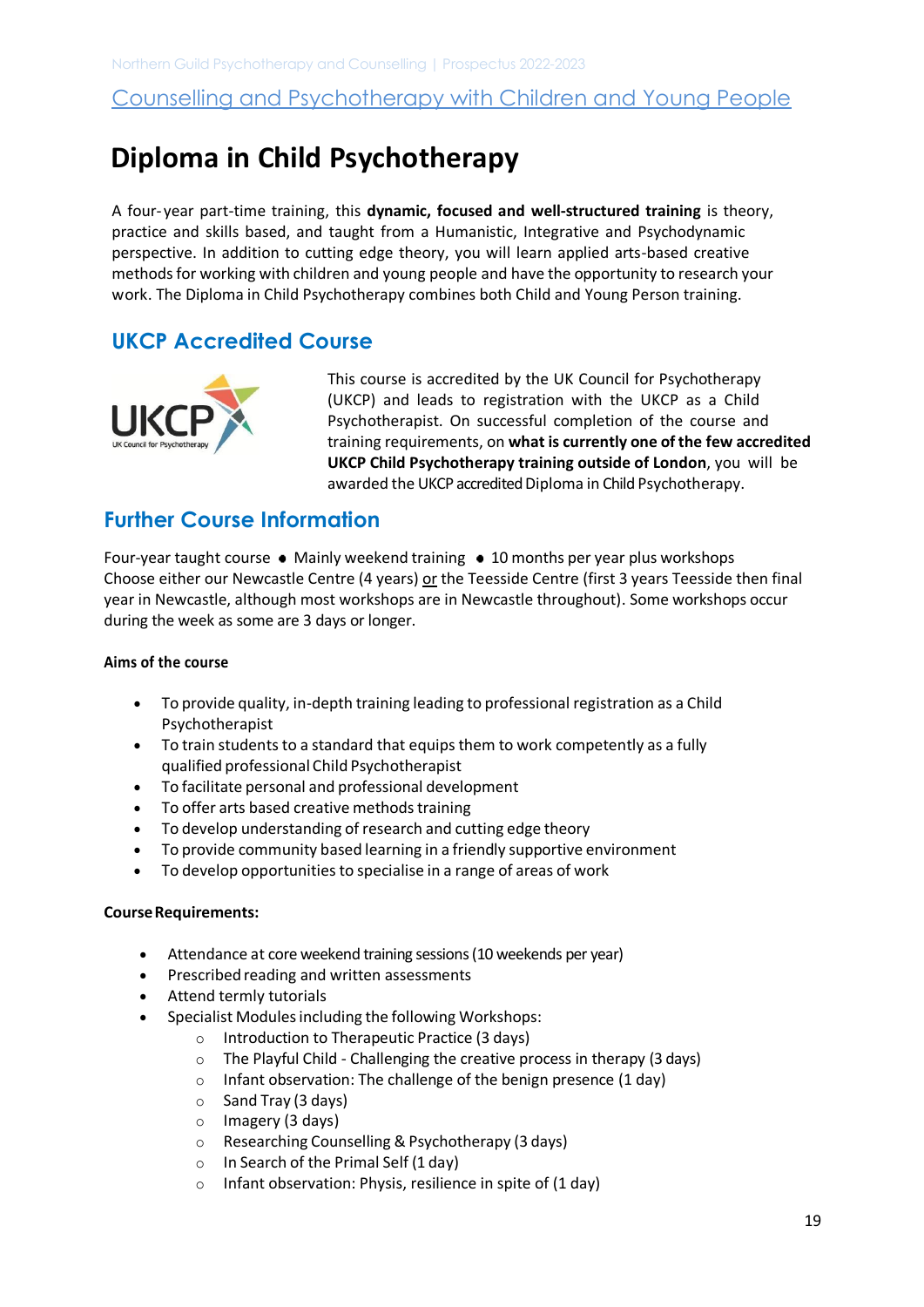Counselling and Psychotherapy with Children and Young People

# Diploma in Child Psychotherapy

A four-year part-time training, this **dynamic, focused and well-structured training** is theory, practice and skills based, and taught from a Humanistic, Integrative and Psychodynamic perspective. In addition to cutting edge theory, you will learn applied arts-based creative methods for working with children and young people and have the opportunity to research your work. The Diploma in Child Psychotherapy combines both Child and Young Person training.

## UKCP Accredited Course

This course is accredited by the UK Council for Psychotherapy (UKCP) and leads to registration with the UKCP as a Child Psychotherapist. On successful completion of the course and training requirements, on **what is currently one of the few accredited UKCP Child Psychotherapy training outside of London**, you will be awarded the UKCP accredited Diploma in Child Psychotherapy.

## Further Course Information

Four-year taught course • Mainly weekend training • 10 months per year plus workshops
Choose either our Newcastle Centre (4 years) or the Teesside Centre (first 3 years Teesside then final year in Newcastle, although most workshops are in Newcastle throughout). Some workshops occur during the week as some are 3 days or longer.

**Aims of the course**

- To provide quality, in-depth training leading to professional registration as a Child Psychotherapist
- To train students to a standard that equips them to work competently as a fully qualified professional Child Psychotherapist
- To facilitate personal and professional development
- To offer arts based creative methods training
- To develop understanding of research and cutting edge theory
- To provide community based learning in a friendly supportive environment
- To develop opportunities to specialise in a range of areas of work

**Course Requirements:**

- Attendance at core weekend training sessions (10 weekends per year)
- Prescribed reading and written assessments
- Attend termly tutorials
- Specialist Modules including the following Workshops:
  - Introduction to Therapeutic Practice (3 days)
  - The Playful Child - Challenging the creative process in therapy (3 days)
  - Infant observation: The challenge of the benign presence (1 day)
  - Sand Tray (3 days)
  - Imagery (3 days)
  - Researching Counselling & Psychotherapy (3 days)
  - In Search of the Primal Self (1 day)
  - Infant observation: Physis, resilience in spite of (1 day)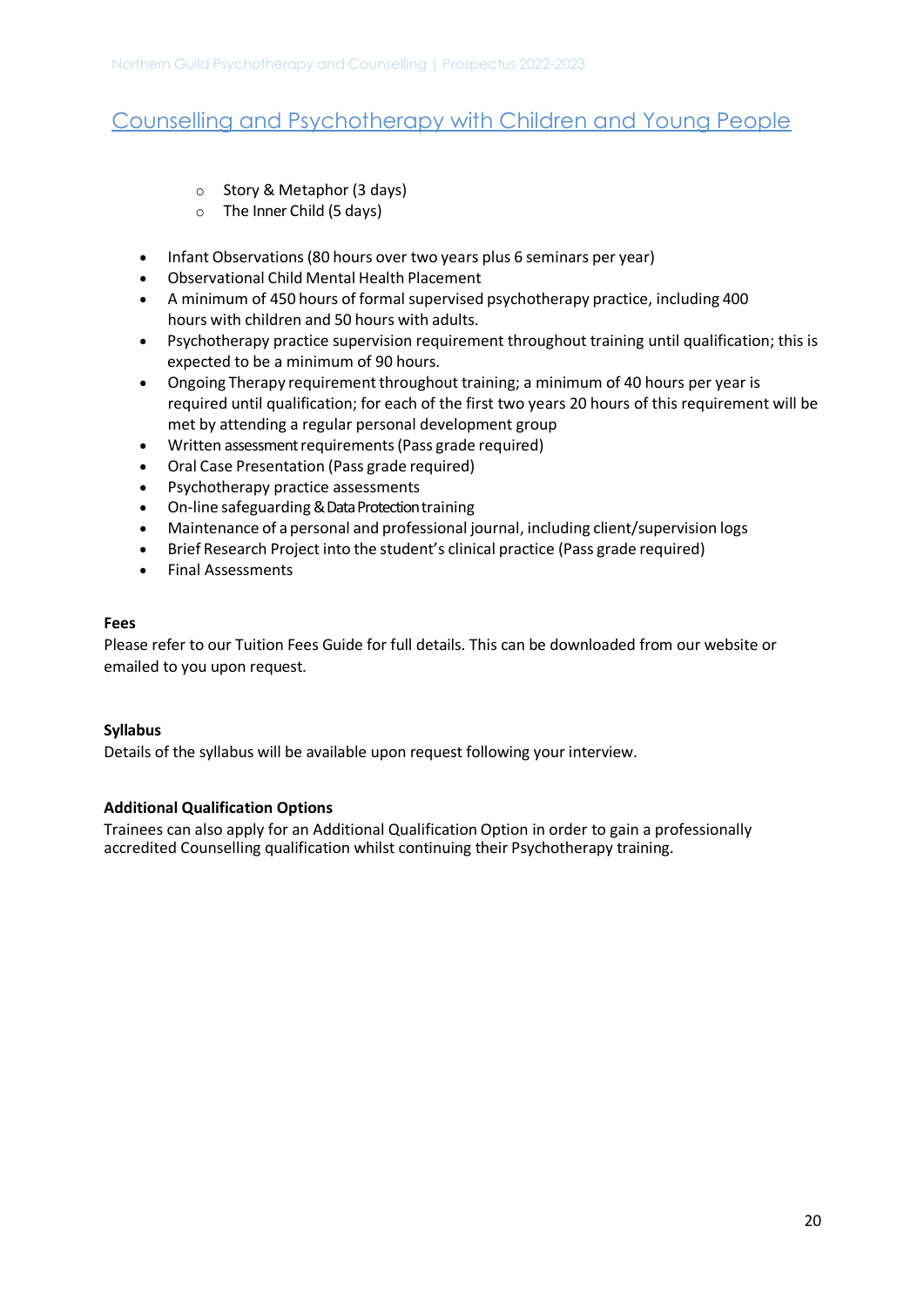## Counselling and Psychotherapy with Children and Young People

   - Story & Metaphor (3 days)
   - The Inner Child (5 days)

- Infant Observations (80 hours over two years plus 6 seminars per year)
- Observational Child Mental Health Placement
- A minimum of 450 hours of formal supervised psychotherapy practice, including 400 hours with children and 50 hours with adults.
- Psychotherapy practice supervision requirement throughout training until qualification; this is expected to be a minimum of 90 hours.
- Ongoing Therapy requirement throughout training; a minimum of 40 hours per year is required until qualification; for each of the first two years 20 hours of this requirement will be met by attending a regular personal development group
- Written assessment requirements (Pass grade required)
- Oral Case Presentation (Pass grade required)
- Psychotherapy practice assessments
- On-line safeguarding & Data Protection training
- Maintenance of a personal and professional journal, including client/supervision logs
- Brief Research Project into the student's clinical practice (Pass grade required)
- Final Assessments

**Fees**

Please refer to our Tuition Fees Guide for full details. This can be downloaded from our website or emailed to you upon request.

**Syllabus**

Details of the syllabus will be available upon request following your interview.

**Additional Qualification Options**

Trainees can also apply for an Additional Qualification Option in order to gain a professionally accredited Counselling qualification whilst continuing their Psychotherapy training.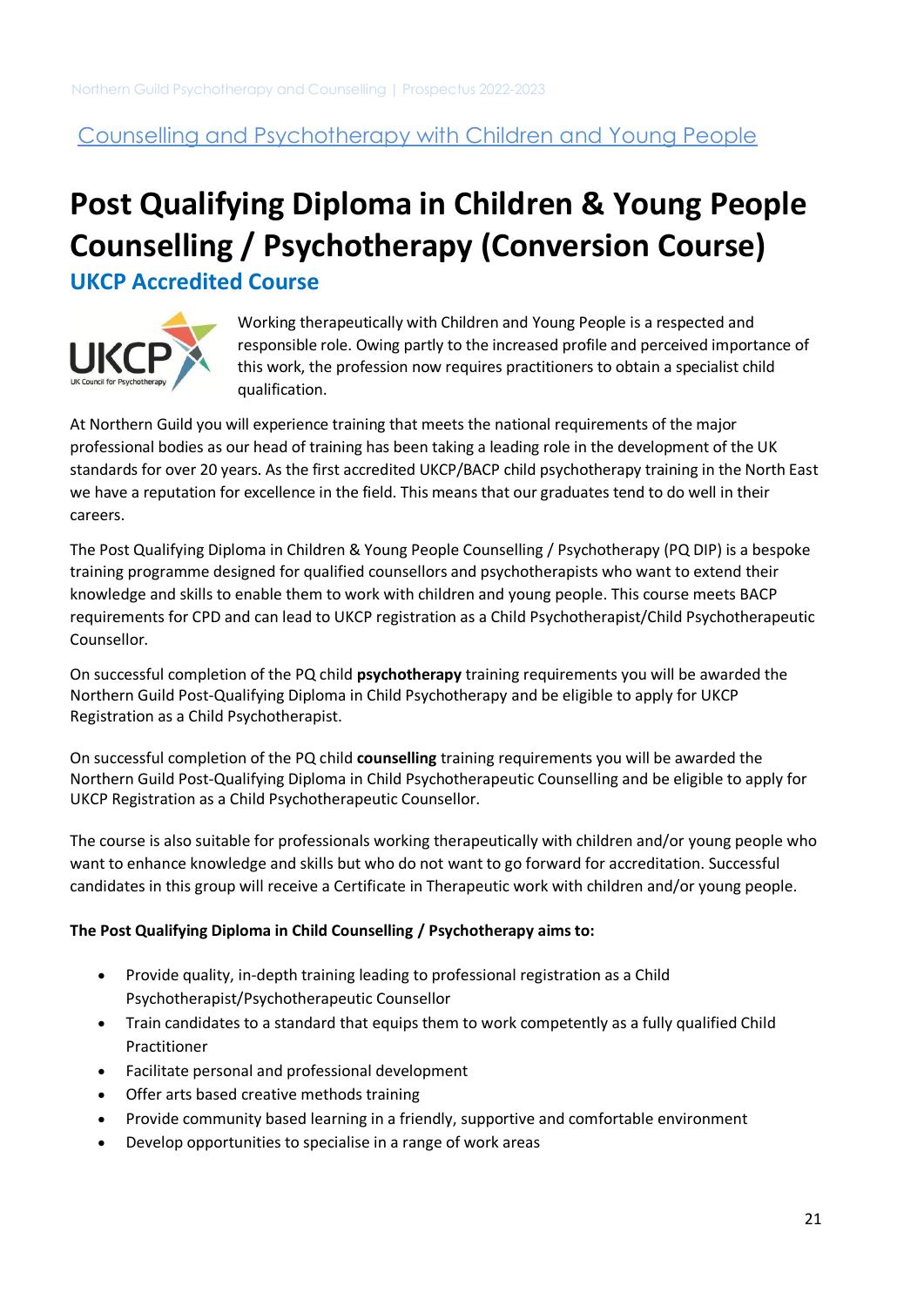Counselling and Psychotherapy with Children and Young People

# Post Qualifying Diploma in Children & Young People Counselling / Psychotherapy (Conversion Course)

## UKCP Accredited Course

Working therapeutically with Children and Young People is a respected and responsible role. Owing partly to the increased profile and perceived importance of this work, the profession now requires practitioners to obtain a specialist child qualification.

At Northern Guild you will experience training that meets the national requirements of the major professional bodies as our head of training has been taking a leading role in the development of the UK standards for over 20 years. As the first accredited UKCP/BACP child psychotherapy training in the North East we have a reputation for excellence in the field. This means that our graduates tend to do well in their careers.

The Post Qualifying Diploma in Children & Young People Counselling / Psychotherapy (PQ DIP) is a bespoke training programme designed for qualified counsellors and psychotherapists who want to extend their knowledge and skills to enable them to work with children and young people. This course meets BACP requirements for CPD and can lead to UKCP registration as a Child Psychotherapist/Child Psychotherapeutic Counsellor.

On successful completion of the PQ child **psychotherapy** training requirements you will be awarded the Northern Guild Post-Qualifying Diploma in Child Psychotherapy and be eligible to apply for UKCP Registration as a Child Psychotherapist.

On successful completion of the PQ child **counselling** training requirements you will be awarded the Northern Guild Post-Qualifying Diploma in Child Psychotherapeutic Counselling and be eligible to apply for UKCP Registration as a Child Psychotherapeutic Counsellor.

The course is also suitable for professionals working therapeutically with children and/or young people who want to enhance knowledge and skills but who do not want to go forward for accreditation. Successful candidates in this group will receive a Certificate in Therapeutic work with children and/or young people.

**The Post Qualifying Diploma in Child Counselling / Psychotherapy aims to:**

- Provide quality, in-depth training leading to professional registration as a Child Psychotherapist/Psychotherapeutic Counsellor
- Train candidates to a standard that equips them to work competently as a fully qualified Child Practitioner
- Facilitate personal and professional development
- Offer arts based creative methods training
- Provide community based learning in a friendly, supportive and comfortable environment
- Develop opportunities to specialise in a range of work areas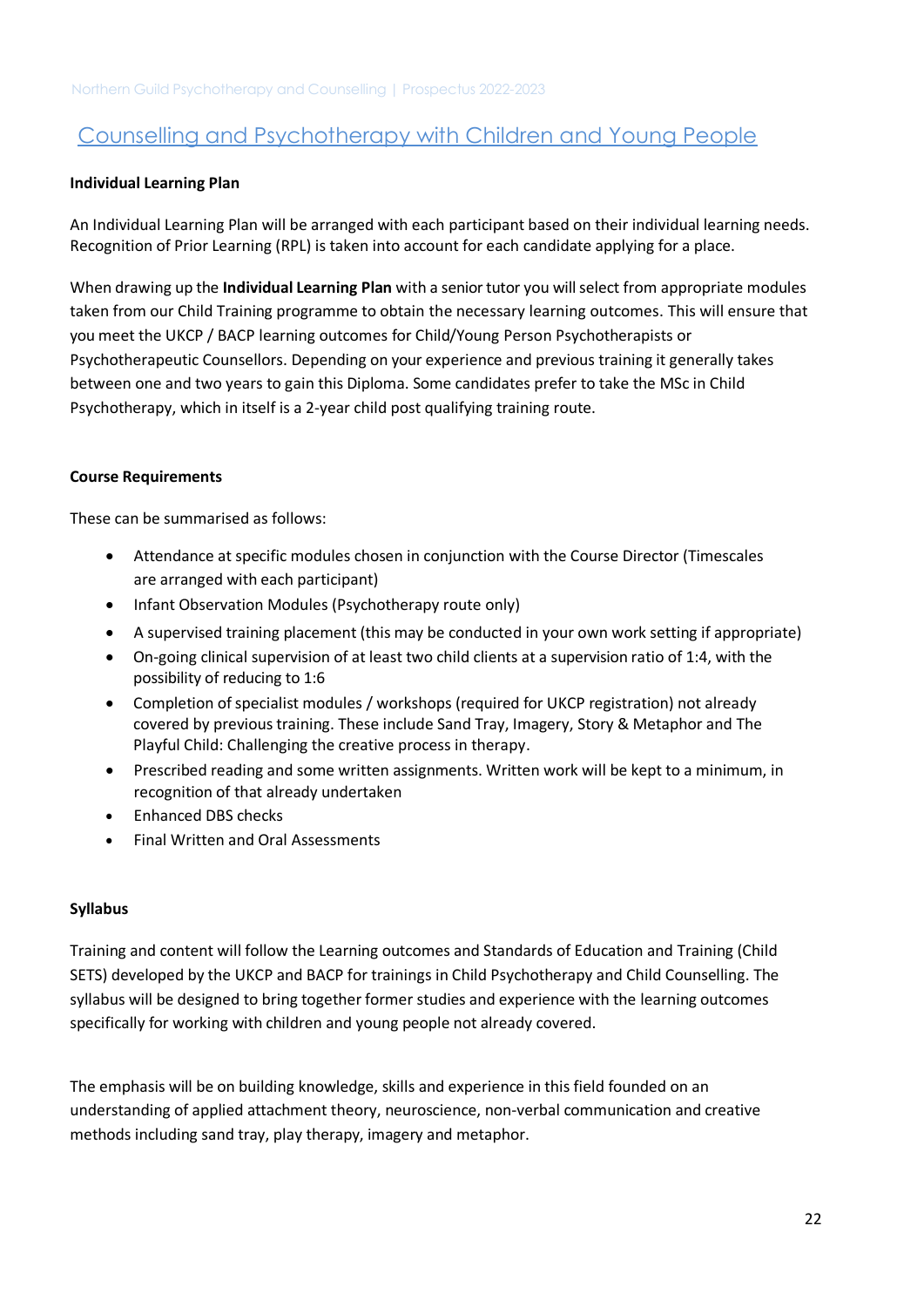## Counselling and Psychotherapy with Children and Young People

**Individual Learning Plan**

An Individual Learning Plan will be arranged with each participant based on their individual learning needs. Recognition of Prior Learning (RPL) is taken into account for each candidate applying for a place.

When drawing up the **Individual Learning Plan** with a senior tutor you will select from appropriate modules taken from our Child Training programme to obtain the necessary learning outcomes. This will ensure that you meet the UKCP / BACP learning outcomes for Child/Young Person Psychotherapists or Psychotherapeutic Counsellors. Depending on your experience and previous training it generally takes between one and two years to gain this Diploma. Some candidates prefer to take the MSc in Child Psychotherapy, which in itself is a 2-year child post qualifying training route.

**Course Requirements**

These can be summarised as follows:

- Attendance at specific modules chosen in conjunction with the Course Director (Timescales are arranged with each participant)
- Infant Observation Modules (Psychotherapy route only)
- A supervised training placement (this may be conducted in your own work setting if appropriate)
- On-going clinical supervision of at least two child clients at a supervision ratio of 1:4, with the possibility of reducing to 1:6
- Completion of specialist modules / workshops (required for UKCP registration) not already covered by previous training. These include Sand Tray, Imagery, Story & Metaphor and The Playful Child: Challenging the creative process in therapy.
- Prescribed reading and some written assignments. Written work will be kept to a minimum, in recognition of that already undertaken
- Enhanced DBS checks
- Final Written and Oral Assessments

**Syllabus**

Training and content will follow the Learning outcomes and Standards of Education and Training (Child SETS) developed by the UKCP and BACP for trainings in Child Psychotherapy and Child Counselling. The syllabus will be designed to bring together former studies and experience with the learning outcomes specifically for working with children and young people not already covered.

The emphasis will be on building knowledge, skills and experience in this field founded on an understanding of applied attachment theory, neuroscience, non-verbal communication and creative methods including sand tray, play therapy, imagery and metaphor.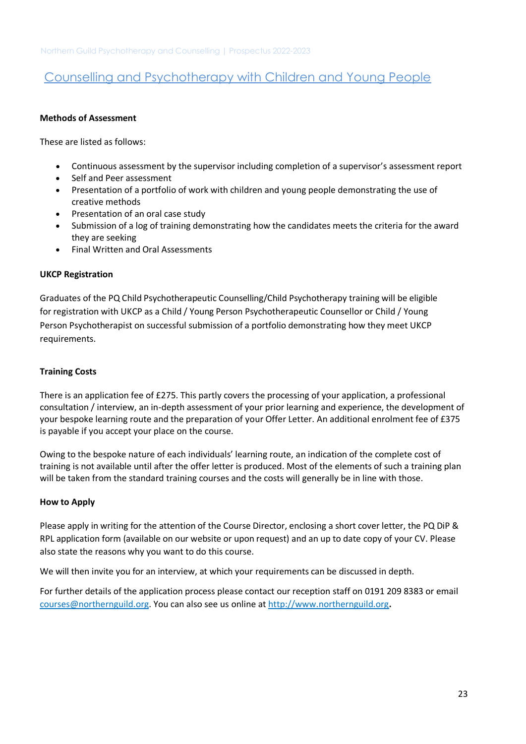## Counselling and Psychotherapy with Children and Young People

**Methods of Assessment**

These are listed as follows:

- Continuous assessment by the supervisor including completion of a supervisor's assessment report
- Self and Peer assessment
- Presentation of a portfolio of work with children and young people demonstrating the use of creative methods
- Presentation of an oral case study
- Submission of a log of training demonstrating how the candidates meets the criteria for the award they are seeking
- Final Written and Oral Assessments

**UKCP Registration**

Graduates of the PQ Child Psychotherapeutic Counselling/Child Psychotherapy training will be eligible for registration with UKCP as a Child / Young Person Psychotherapeutic Counsellor or Child / Young Person Psychotherapist on successful submission of a portfolio demonstrating how they meet UKCP requirements.

**Training Costs**

There is an application fee of £275. This partly covers the processing of your application, a professional consultation / interview, an in-depth assessment of your prior learning and experience, the development of your bespoke learning route and the preparation of your Offer Letter. An additional enrolment fee of £375 is payable if you accept your place on the course.

Owing to the bespoke nature of each individuals' learning route, an indication of the complete cost of training is not available until after the offer letter is produced. Most of the elements of such a training plan will be taken from the standard training courses and the costs will generally be in line with those.

**How to Apply**

Please apply in writing for the attention of the Course Director, enclosing a short cover letter, the PQ DiP & RPL application form (available on our website or upon request) and an up to date copy of your CV. Please also state the reasons why you want to do this course.

We will then invite you for an interview, at which your requirements can be discussed in depth.

For further details of the application process please contact our reception staff on 0191 209 8383 or email courses@northernguild.org. You can also see us online at http://www.northernguild.org.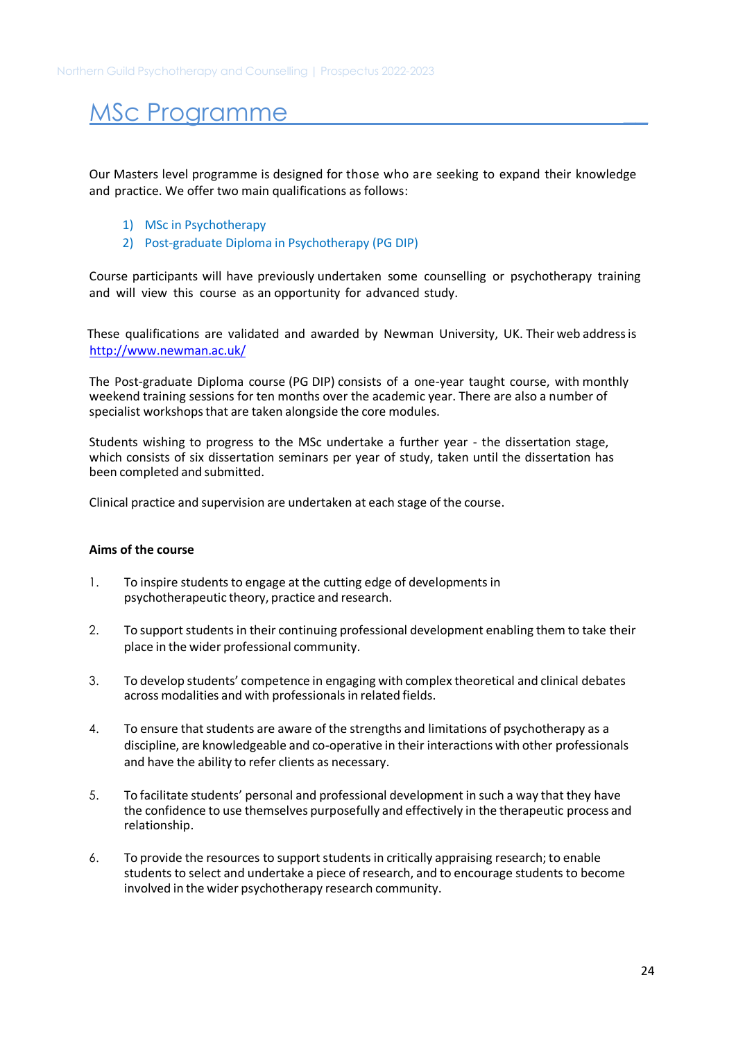# MSc Programme

Our Masters level programme is designed for those who are seeking to expand their knowledge and practice. We offer two main qualifications as follows:

1) MSc in Psychotherapy
2) Post-graduate Diploma in Psychotherapy (PG DIP)

Course participants will have previously undertaken some counselling or psychotherapy training and will view this course as an opportunity for advanced study.

These qualifications are validated and awarded by Newman University, UK. Their web address is http://www.newman.ac.uk/

The Post-graduate Diploma course (PG DIP) consists of a one-year taught course, with monthly weekend training sessions for ten months over the academic year. There are also a number of specialist workshops that are taken alongside the core modules.

Students wishing to progress to the MSc undertake a further year - the dissertation stage, which consists of six dissertation seminars per year of study, taken until the dissertation has been completed and submitted.

Clinical practice and supervision are undertaken at each stage of the course.

**Aims of the course**

1. To inspire students to engage at the cutting edge of developments in psychotherapeutic theory, practice and research.

2. To support students in their continuing professional development enabling them to take their place in the wider professional community.

3. To develop students' competence in engaging with complex theoretical and clinical debates across modalities and with professionals in related fields.

4. To ensure that students are aware of the strengths and limitations of psychotherapy as a discipline, are knowledgeable and co-operative in their interactions with other professionals and have the ability to refer clients as necessary.

5. To facilitate students' personal and professional development in such a way that they have the confidence to use themselves purposefully and effectively in the therapeutic process and relationship.

6. To provide the resources to support students in critically appraising research; to enable students to select and undertake a piece of research, and to encourage students to become involved in the wider psychotherapy research community.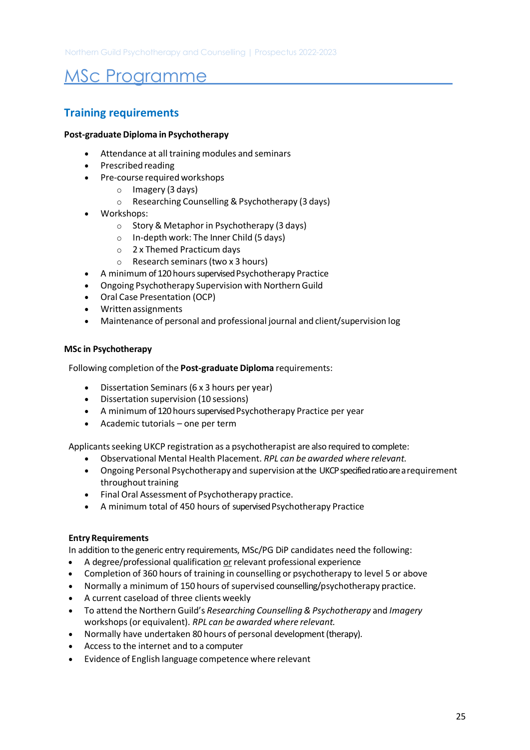# MSc Programme

## Training requirements

**Post-graduate Diploma in Psychotherapy**

- Attendance at all training modules and seminars
- Prescribed reading
- Pre-course required workshops
    - Imagery (3 days)
    - Researching Counselling & Psychotherapy (3 days)
- Workshops:
    - Story & Metaphor in Psychotherapy (3 days)
    - In-depth work: The Inner Child (5 days)
    - 2 x Themed Practicum days
    - Research seminars (two x 3 hours)
- A minimum of 120 hours supervised Psychotherapy Practice
- Ongoing Psychotherapy Supervision with Northern Guild
- Oral Case Presentation (OCP)
- Written assignments
- Maintenance of personal and professional journal and client/supervision log

**MSc in Psychotherapy**

Following completion of the **Post-graduate Diploma** requirements:

- Dissertation Seminars (6 x 3 hours per year)
- Dissertation supervision (10 sessions)
- A minimum of 120 hours supervised Psychotherapy Practice per year
- Academic tutorials – one per term

Applicants seeking UKCP registration as a psychotherapist are also required to complete:

- Observational Mental Health Placement. *RPL can be awarded where relevant.*
- Ongoing Personal Psychotherapy and supervision at the UKCP specified ratio are a requirement throughout training
- Final Oral Assessment of Psychotherapy practice.
- A minimum total of 450 hours of supervised Psychotherapy Practice

**Entry Requirements**

In addition to the generic entry requirements, MSc/PG DiP candidates need the following:

- A degree/professional qualification or relevant professional experience
- Completion of 360 hours of training in counselling or psychotherapy to level 5 or above
- Normally a minimum of 150 hours of supervised counselling/psychotherapy practice.
- A current caseload of three clients weekly
- To attend the Northern Guild's *Researching Counselling & Psychotherapy* and *Imagery* workshops (or equivalent). *RPL can be awarded where relevant.*
- Normally have undertaken 80 hours of personal development (therapy).
- Access to the internet and to a computer
- Evidence of English language competence where relevant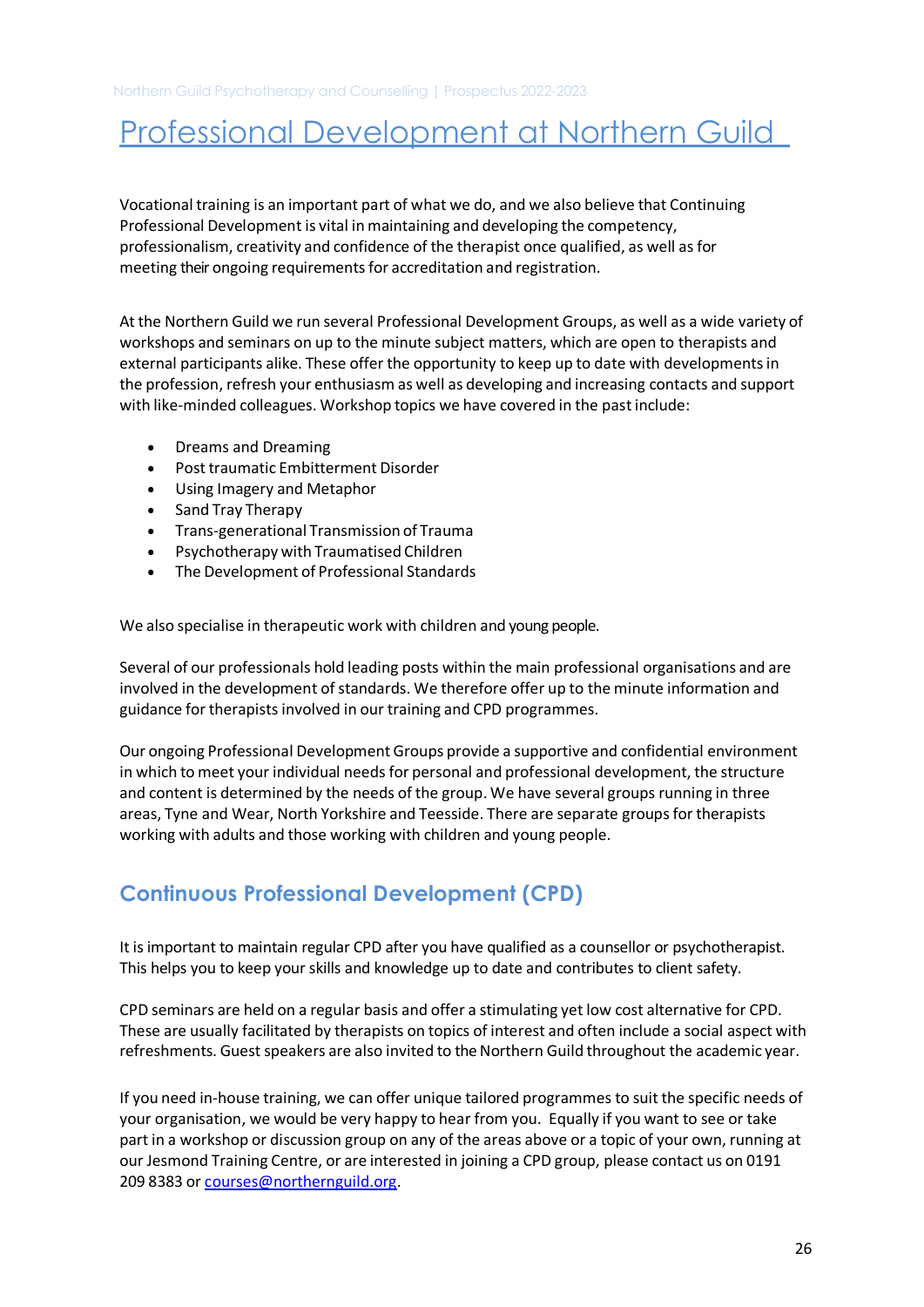# Professional Development at Northern Guild

Vocational training is an important part of what we do, and we also believe that Continuing Professional Development is vital in maintaining and developing the competency, professionalism, creativity and confidence of the therapist once qualified, as well as for meeting their ongoing requirements for accreditation and registration.

At the Northern Guild we run several Professional Development Groups, as well as a wide variety of workshops and seminars on up to the minute subject matters, which are open to therapists and external participants alike. These offer the opportunity to keep up to date with developments in the profession, refresh your enthusiasm as well as developing and increasing contacts and support with like-minded colleagues. Workshop topics we have covered in the past include:

- Dreams and Dreaming
- Post traumatic Embitterment Disorder
- Using Imagery and Metaphor
- Sand Tray Therapy
- Trans-generational Transmission of Trauma
- Psychotherapy with Traumatised Children
- The Development of Professional Standards

We also specialise in therapeutic work with children and young people.

Several of our professionals hold leading posts within the main professional organisations and are involved in the development of standards. We therefore offer up to the minute information and guidance for therapists involved in our training and CPD programmes.

Our ongoing Professional Development Groups provide a supportive and confidential environment in which to meet your individual needs for personal and professional development, the structure and content is determined by the needs of the group. We have several groups running in three areas, Tyne and Wear, North Yorkshire and Teesside. There are separate groups for therapists working with adults and those working with children and young people.

## Continuous Professional Development (CPD)

It is important to maintain regular CPD after you have qualified as a counsellor or psychotherapist. This helps you to keep your skills and knowledge up to date and contributes to client safety.

CPD seminars are held on a regular basis and offer a stimulating yet low cost alternative for CPD. These are usually facilitated by therapists on topics of interest and often include a social aspect with refreshments. Guest speakers are also invited to the Northern Guild throughout the academic year.

If you need in-house training, we can offer unique tailored programmes to suit the specific needs of your organisation, we would be very happy to hear from you. Equally if you want to see or take part in a workshop or discussion group on any of the areas above or a topic of your own, running at our Jesmond Training Centre, or are interested in joining a CPD group, please contact us on 0191 209 8383 or courses@northernguild.org.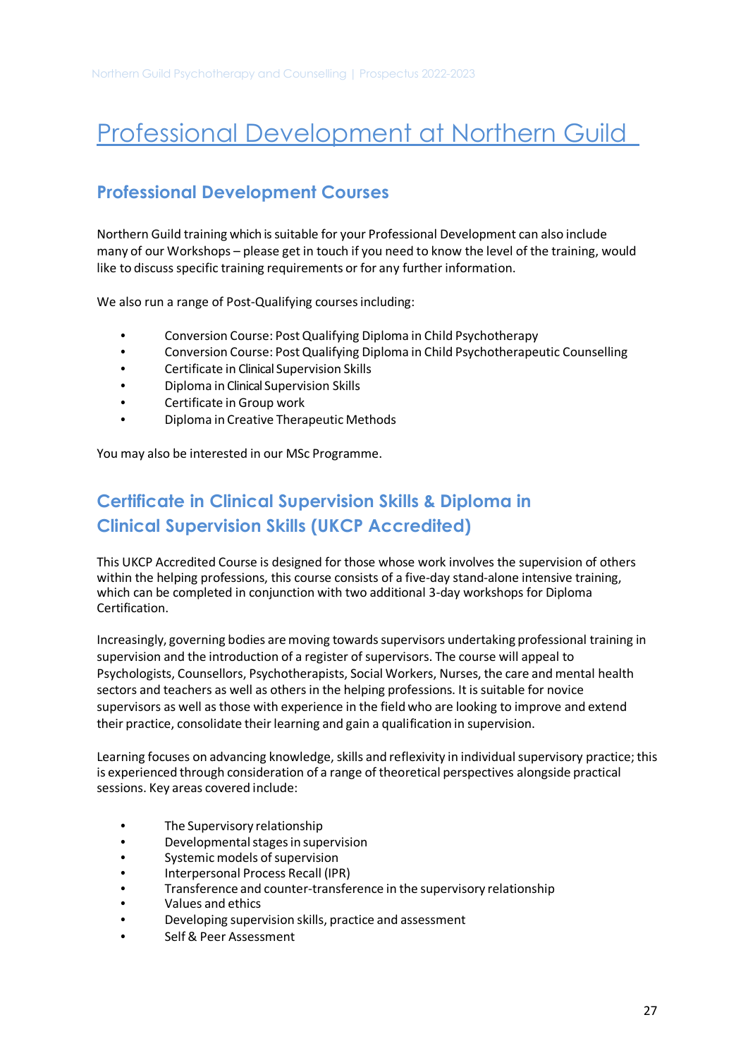# Professional Development at Northern Guild

## Professional Development Courses

Northern Guild training which is suitable for your Professional Development can also include many of our Workshops – please get in touch if you need to know the level of the training, would like to discuss specific training requirements or for any further information.

We also run a range of Post-Qualifying courses including:

- Conversion Course: Post Qualifying Diploma in Child Psychotherapy
- Conversion Course: Post Qualifying Diploma in Child Psychotherapeutic Counselling
- Certificate in Clinical Supervision Skills
- Diploma in Clinical Supervision Skills
- Certificate in Group work
- Diploma in Creative Therapeutic Methods

You may also be interested in our MSc Programme.

## Certificate in Clinical Supervision Skills & Diploma in Clinical Supervision Skills (UKCP Accredited)

This UKCP Accredited Course is designed for those whose work involves the supervision of others within the helping professions, this course consists of a five-day stand-alone intensive training, which can be completed in conjunction with two additional 3-day workshops for Diploma Certification.

Increasingly, governing bodies are moving towards supervisors undertaking professional training in supervision and the introduction of a register of supervisors. The course will appeal to Psychologists, Counsellors, Psychotherapists, Social Workers, Nurses, the care and mental health sectors and teachers as well as others in the helping professions. It is suitable for novice supervisors as well as those with experience in the field who are looking to improve and extend their practice, consolidate their learning and gain a qualification in supervision.

Learning focuses on advancing knowledge, skills and reflexivity in individual supervisory practice; this is experienced through consideration of a range of theoretical perspectives alongside practical sessions. Key areas covered include:

- The Supervisory relationship
- Developmental stages in supervision
- Systemic models of supervision
- Interpersonal Process Recall (IPR)
- Transference and counter-transference in the supervisory relationship
- Values and ethics
- Developing supervision skills, practice and assessment
- Self & Peer Assessment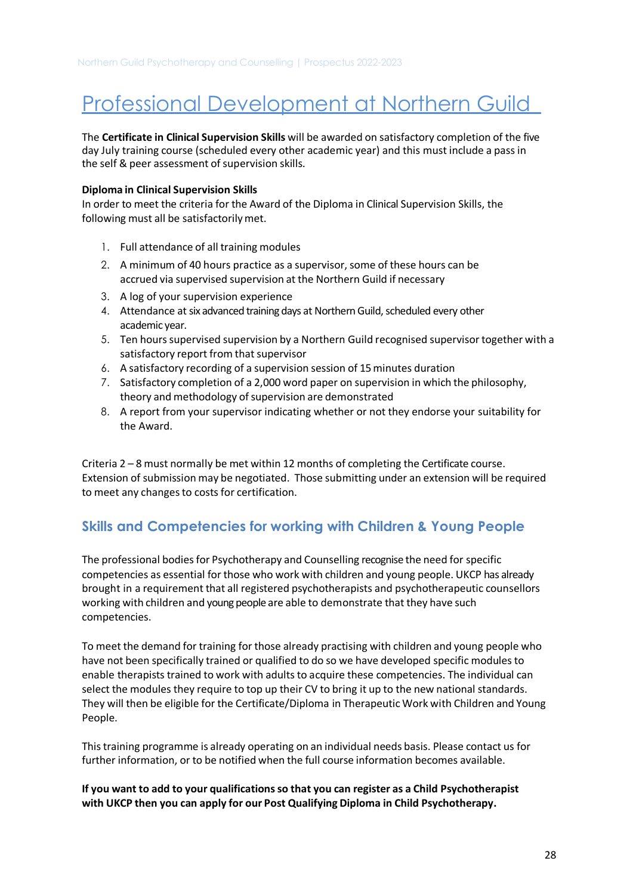# Professional Development at Northern Guild

The **Certificate in Clinical Supervision Skills** will be awarded on satisfactory completion of the five day July training course (scheduled every other academic year) and this must include a pass in the self & peer assessment of supervision skills.

**Diploma in Clinical Supervision Skills**

In order to meet the criteria for the Award of the Diploma in Clinical Supervision Skills, the following must all be satisfactorily met.

1. Full attendance of all training modules
2. A minimum of 40 hours practice as a supervisor, some of these hours can be accrued via supervised supervision at the Northern Guild if necessary
3. A log of your supervision experience
4. Attendance at six advanced training days at Northern Guild, scheduled every other academic year.
5. Ten hours supervised supervision by a Northern Guild recognised supervisor together with a satisfactory report from that supervisor
6. A satisfactory recording of a supervision session of 15 minutes duration
7. Satisfactory completion of a 2,000 word paper on supervision in which the philosophy, theory and methodology of supervision are demonstrated
8. A report from your supervisor indicating whether or not they endorse your suitability for the Award.

Criteria 2 – 8 must normally be met within 12 months of completing the Certificate course. Extension of submission may be negotiated. Those submitting under an extension will be required to meet any changes to costs for certification.

## Skills and Competencies for working with Children & Young People

The professional bodies for Psychotherapy and Counselling recognise the need for specific competencies as essential for those who work with children and young people. UKCP has already brought in a requirement that all registered psychotherapists and psychotherapeutic counsellors working with children and young people are able to demonstrate that they have such competencies.

To meet the demand for training for those already practising with children and young people who have not been specifically trained or qualified to do so we have developed specific modules to enable therapists trained to work with adults to acquire these competencies. The individual can select the modules they require to top up their CV to bring it up to the new national standards. They will then be eligible for the Certificate/Diploma in Therapeutic Work with Children and Young People.

This training programme is already operating on an individual needs basis. Please contact us for further information, or to be notified when the full course information becomes available.

**If you want to add to your qualifications so that you can register as a Child Psychotherapist with UKCP then you can apply for our Post Qualifying Diploma in Child Psychotherapy.**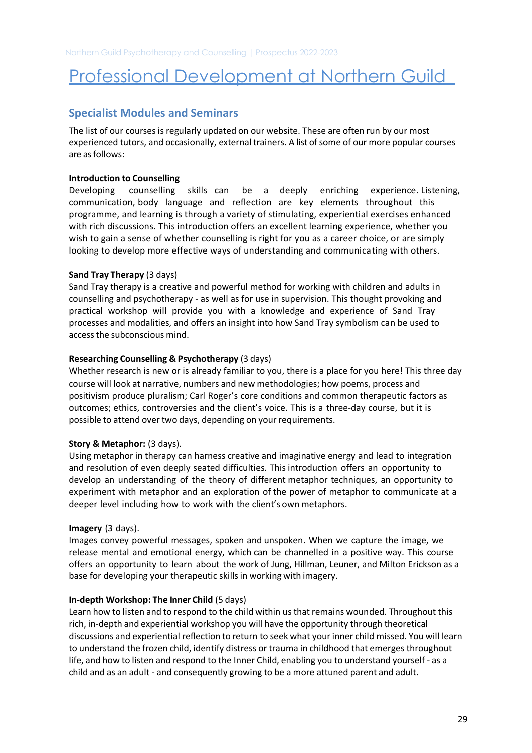# Professional Development at Northern Guild

## Specialist Modules and Seminars

The list of our courses is regularly updated on our website. These are often run by our most experienced tutors, and occasionally, external trainers. A list of some of our more popular courses are as follows:

**Introduction to Counselling**
Developing counselling skills can be a deeply enriching experience. Listening, communication, body language and reflection are key elements throughout this programme, and learning is through a variety of stimulating, experiential exercises enhanced with rich discussions. This introduction offers an excellent learning experience, whether you wish to gain a sense of whether counselling is right for you as a career choice, or are simply looking to develop more effective ways of understanding and communicating with others.

**Sand Tray Therapy** (3 days)
Sand Tray therapy is a creative and powerful method for working with children and adults in counselling and psychotherapy - as well as for use in supervision. This thought provoking and practical workshop will provide you with a knowledge and experience of Sand Tray processes and modalities, and offers an insight into how Sand Tray symbolism can be used to access the subconscious mind.

**Researching Counselling & Psychotherapy** (3 days)
Whether research is new or is already familiar to you, there is a place for you here! This three day course will look at narrative, numbers and new methodologies; how poems, process and positivism produce pluralism; Carl Roger's core conditions and common therapeutic factors as outcomes; ethics, controversies and the client's voice. This is a three-day course, but it is possible to attend over two days, depending on your requirements.

**Story & Metaphor:** (3 days).
Using metaphor in therapy can harness creative and imaginative energy and lead to integration and resolution of even deeply seated difficulties. This introduction offers an opportunity to develop an understanding of the theory of different metaphor techniques, an opportunity to experiment with metaphor and an exploration of the power of metaphor to communicate at a deeper level including how to work with the client's own metaphors.

**Imagery** (3 days).
Images convey powerful messages, spoken and unspoken. When we capture the image, we release mental and emotional energy, which can be channelled in a positive way. This course offers an opportunity to learn about the work of Jung, Hillman, Leuner, and Milton Erickson as a base for developing your therapeutic skills in working with imagery.

**In-depth Workshop: The Inner Child** (5 days)
Learn how to listen and to respond to the child within us that remains wounded. Throughout this rich, in-depth and experiential workshop you will have the opportunity through theoretical discussions and experiential reflection to return to seek what your inner child missed. You will learn to understand the frozen child, identify distress or trauma in childhood that emerges throughout life, and how to listen and respond to the Inner Child, enabling you to understand yourself - as a child and as an adult - and consequently growing to be a more attuned parent and adult.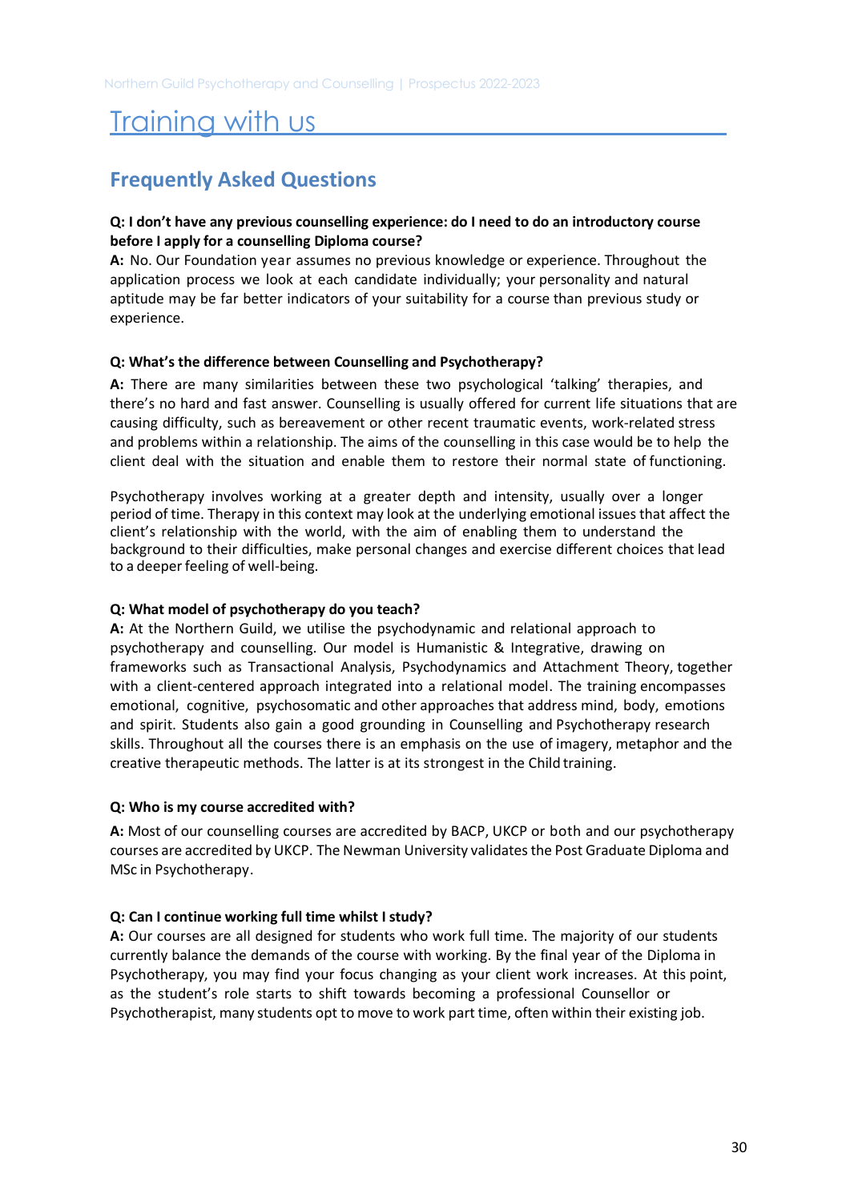# Training with us

## Frequently Asked Questions

**Q: I don't have any previous counselling experience: do I need to do an introductory course before I apply for a counselling Diploma course?**
**A:** No. Our Foundation year assumes no previous knowledge or experience. Throughout the application process we look at each candidate individually; your personality and natural aptitude may be far better indicators of your suitability for a course than previous study or experience.

**Q: What's the difference between Counselling and Psychotherapy?**
**A:** There are many similarities between these two psychological 'talking' therapies, and there's no hard and fast answer. Counselling is usually offered for current life situations that are causing difficulty, such as bereavement or other recent traumatic events, work-related stress and problems within a relationship. The aims of the counselling in this case would be to help the client deal with the situation and enable them to restore their normal state of functioning.

Psychotherapy involves working at a greater depth and intensity, usually over a longer period of time. Therapy in this context may look at the underlying emotional issues that affect the client's relationship with the world, with the aim of enabling them to understand the background to their difficulties, make personal changes and exercise different choices that lead to a deeper feeling of well-being.

**Q: What model of psychotherapy do you teach?**
**A:** At the Northern Guild, we utilise the psychodynamic and relational approach to psychotherapy and counselling. Our model is Humanistic & Integrative, drawing on frameworks such as Transactional Analysis, Psychodynamics and Attachment Theory, together with a client-centered approach integrated into a relational model. The training encompasses emotional, cognitive, psychosomatic and other approaches that address mind, body, emotions and spirit. Students also gain a good grounding in Counselling and Psychotherapy research skills. Throughout all the courses there is an emphasis on the use of imagery, metaphor and the creative therapeutic methods. The latter is at its strongest in the Child training.

**Q: Who is my course accredited with?**
**A:** Most of our counselling courses are accredited by BACP, UKCP or both and our psychotherapy courses are accredited by UKCP. The Newman University validates the Post Graduate Diploma and MSc in Psychotherapy.

**Q: Can I continue working full time whilst I study?**
**A:** Our courses are all designed for students who work full time. The majority of our students currently balance the demands of the course with working. By the final year of the Diploma in Psychotherapy, you may find your focus changing as your client work increases. At this point, as the student's role starts to shift towards becoming a professional Counsellor or Psychotherapist, many students opt to move to work part time, often within their existing job.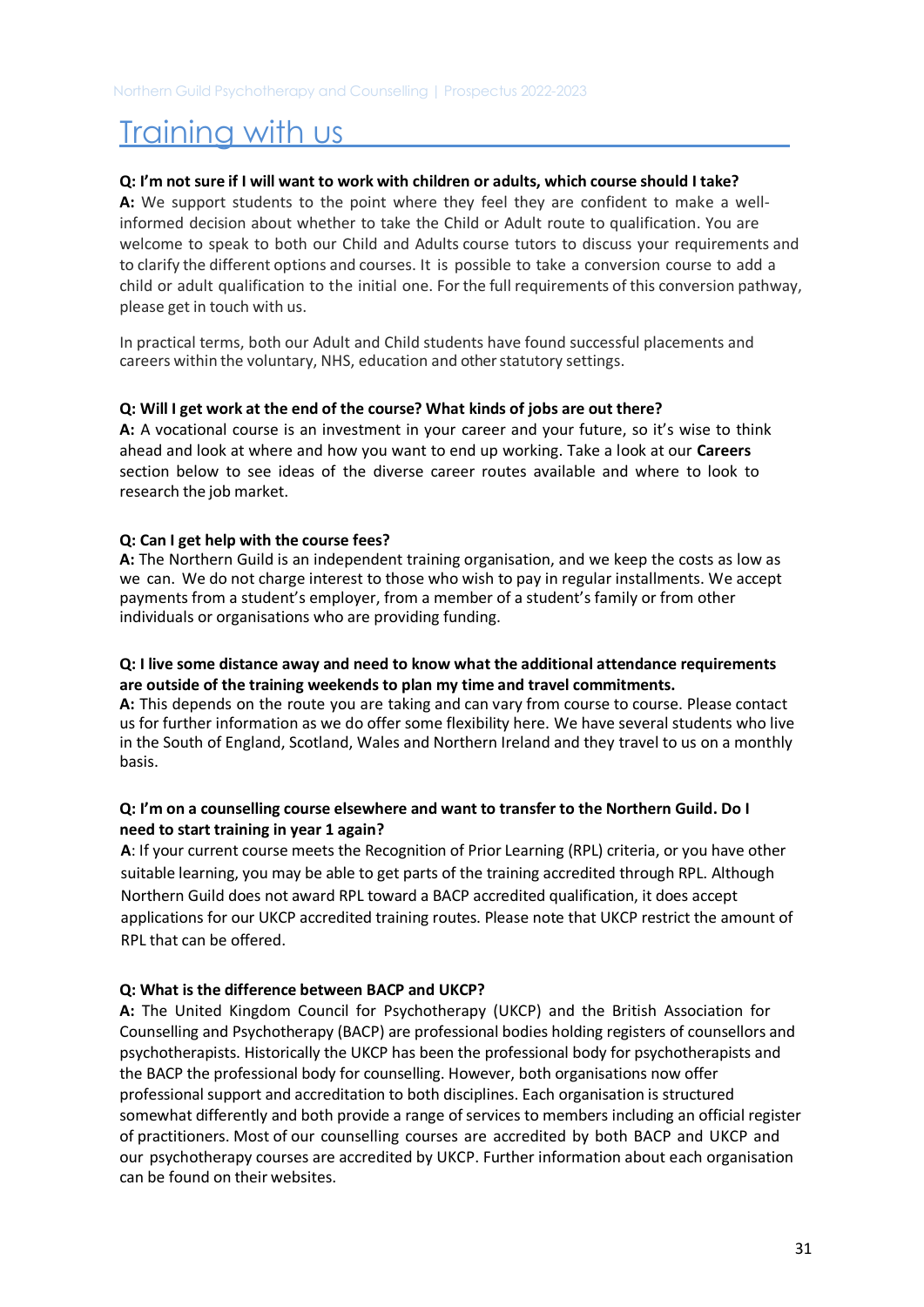# Training with us

**Q: I'm not sure if I will want to work with children or adults, which course should I take?**
**A:** We support students to the point where they feel they are confident to make a well-informed decision about whether to take the Child or Adult route to qualification. You are welcome to speak to both our Child and Adults course tutors to discuss your requirements and to clarify the different options and courses. It is possible to take a conversion course to add a child or adult qualification to the initial one. For the full requirements of this conversion pathway, please get in touch with us.

In practical terms, both our Adult and Child students have found successful placements and careers within the voluntary, NHS, education and other statutory settings.

**Q: Will I get work at the end of the course? What kinds of jobs are out there?**
**A:** A vocational course is an investment in your career and your future, so it's wise to think ahead and look at where and how you want to end up working. Take a look at our **Careers** section below to see ideas of the diverse career routes available and where to look to research the job market.

**Q: Can I get help with the course fees?**
**A:** The Northern Guild is an independent training organisation, and we keep the costs as low as we can. We do not charge interest to those who wish to pay in regular installments. We accept payments from a student's employer, from a member of a student's family or from other individuals or organisations who are providing funding.

**Q: I live some distance away and need to know what the additional attendance requirements are outside of the training weekends to plan my time and travel commitments.**
**A:** This depends on the route you are taking and can vary from course to course. Please contact us for further information as we do offer some flexibility here. We have several students who live in the South of England, Scotland, Wales and Northern Ireland and they travel to us on a monthly basis.

**Q: I'm on a counselling course elsewhere and want to transfer to the Northern Guild. Do I need to start training in year 1 again?**
**A**: If your current course meets the Recognition of Prior Learning (RPL) criteria, or you have other suitable learning, you may be able to get parts of the training accredited through RPL. Although Northern Guild does not award RPL toward a BACP accredited qualification, it does accept applications for our UKCP accredited training routes. Please note that UKCP restrict the amount of RPL that can be offered.

**Q: What is the difference between BACP and UKCP?**
**A:** The United Kingdom Council for Psychotherapy (UKCP) and the British Association for Counselling and Psychotherapy (BACP) are professional bodies holding registers of counsellors and psychotherapists. Historically the UKCP has been the professional body for psychotherapists and the BACP the professional body for counselling. However, both organisations now offer professional support and accreditation to both disciplines. Each organisation is structured somewhat differently and both provide a range of services to members including an official register of practitioners. Most of our counselling courses are accredited by both BACP and UKCP and our psychotherapy courses are accredited by UKCP. Further information about each organisation can be found on their websites.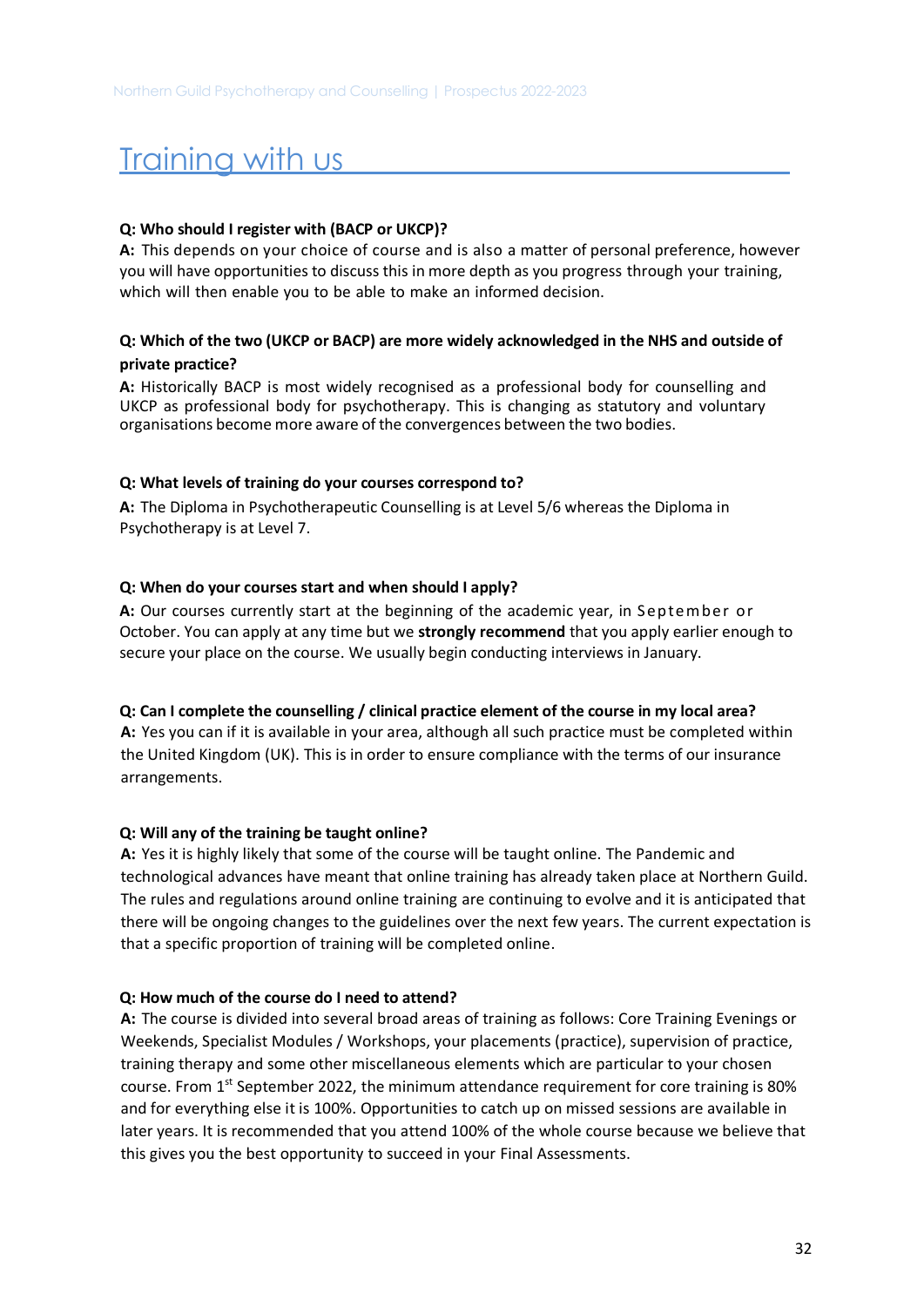# Training with us

**Q: Who should I register with (BACP or UKCP)?**
**A:** This depends on your choice of course and is also a matter of personal preference, however you will have opportunities to discuss this in more depth as you progress through your training, which will then enable you to be able to make an informed decision.

**Q: Which of the two (UKCP or BACP) are more widely acknowledged in the NHS and outside of private practice?**
**A:** Historically BACP is most widely recognised as a professional body for counselling and UKCP as professional body for psychotherapy. This is changing as statutory and voluntary organisations become more aware of the convergences between the two bodies.

**Q: What levels of training do your courses correspond to?**
**A:** The Diploma in Psychotherapeutic Counselling is at Level 5/6 whereas the Diploma in Psychotherapy is at Level 7.

**Q: When do your courses start and when should I apply?**
**A:** Our courses currently start at the beginning of the academic year, in September or October. You can apply at any time but we **strongly recommend** that you apply earlier enough to secure your place on the course. We usually begin conducting interviews in January.

**Q: Can I complete the counselling / clinical practice element of the course in my local area?**
**A:** Yes you can if it is available in your area, although all such practice must be completed within the United Kingdom (UK). This is in order to ensure compliance with the terms of our insurance arrangements.

**Q: Will any of the training be taught online?**
**A:** Yes it is highly likely that some of the course will be taught online. The Pandemic and technological advances have meant that online training has already taken place at Northern Guild. The rules and regulations around online training are continuing to evolve and it is anticipated that there will be ongoing changes to the guidelines over the next few years. The current expectation is that a specific proportion of training will be completed online.

**Q: How much of the course do I need to attend?**
**A:** The course is divided into several broad areas of training as follows: Core Training Evenings or Weekends, Specialist Modules / Workshops, your placements (practice), supervision of practice, training therapy and some other miscellaneous elements which are particular to your chosen course. From 1st September 2022, the minimum attendance requirement for core training is 80% and for everything else it is 100%. Opportunities to catch up on missed sessions are available in later years. It is recommended that you attend 100% of the whole course because we believe that this gives you the best opportunity to succeed in your Final Assessments.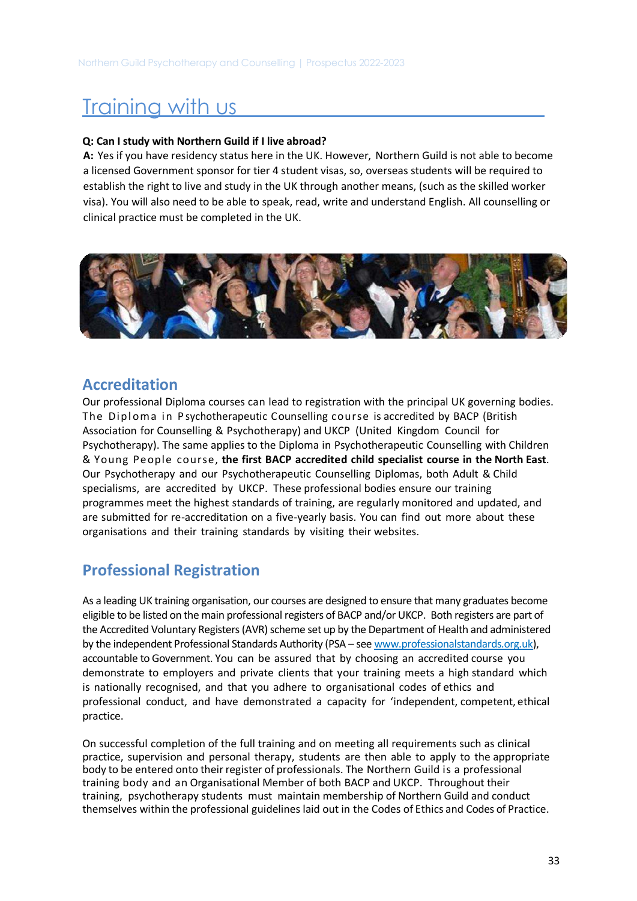# Training with us

**Q: Can I study with Northern Guild if I live abroad?**

**A:** Yes if you have residency status here in the UK. However, Northern Guild is not able to become a licensed Government sponsor for tier 4 student visas, so, overseas students will be required to establish the right to live and study in the UK through another means, (such as the skilled worker visa). You will also need to be able to speak, read, write and understand English. All counselling or clinical practice must be completed in the UK.

## Accreditation

Our professional Diploma courses can lead to registration with the principal UK governing bodies. The Diploma in Psychotherapeutic Counselling course is accredited by BACP (British Association for Counselling & Psychotherapy) and UKCP (United Kingdom Council for Psychotherapy). The same applies to the Diploma in Psychotherapeutic Counselling with Children & Young People course, **the first BACP accredited child specialist course in the North East**. Our Psychotherapy and our Psychotherapeutic Counselling Diplomas, both Adult & Child specialisms, are accredited by UKCP. These professional bodies ensure our training programmes meet the highest standards of training, are regularly monitored and updated, and are submitted for re-accreditation on a five-yearly basis. You can find out more about these organisations and their training standards by visiting their websites.

## Professional Registration

As a leading UK training organisation, our courses are designed to ensure that many graduates become eligible to be listed on the main professional registers of BACP and/or UKCP. Both registers are part of the Accredited Voluntary Registers (AVR) scheme set up by the Department of Health and administered by the independent Professional Standards Authority (PSA – see www.professionalstandards.org.uk), accountable to Government. You can be assured that by choosing an accredited course you demonstrate to employers and private clients that your training meets a high standard which is nationally recognised, and that you adhere to organisational codes of ethics and professional conduct, and have demonstrated a capacity for 'independent, competent, ethical practice.

On successful completion of the full training and on meeting all requirements such as clinical practice, supervision and personal therapy, students are then able to apply to the appropriate body to be entered onto their register of professionals. The Northern Guild is a professional training body and an Organisational Member of both BACP and UKCP. Throughout their training, psychotherapy students must maintain membership of Northern Guild and conduct themselves within the professional guidelines laid out in the Codes of Ethics and Codes of Practice.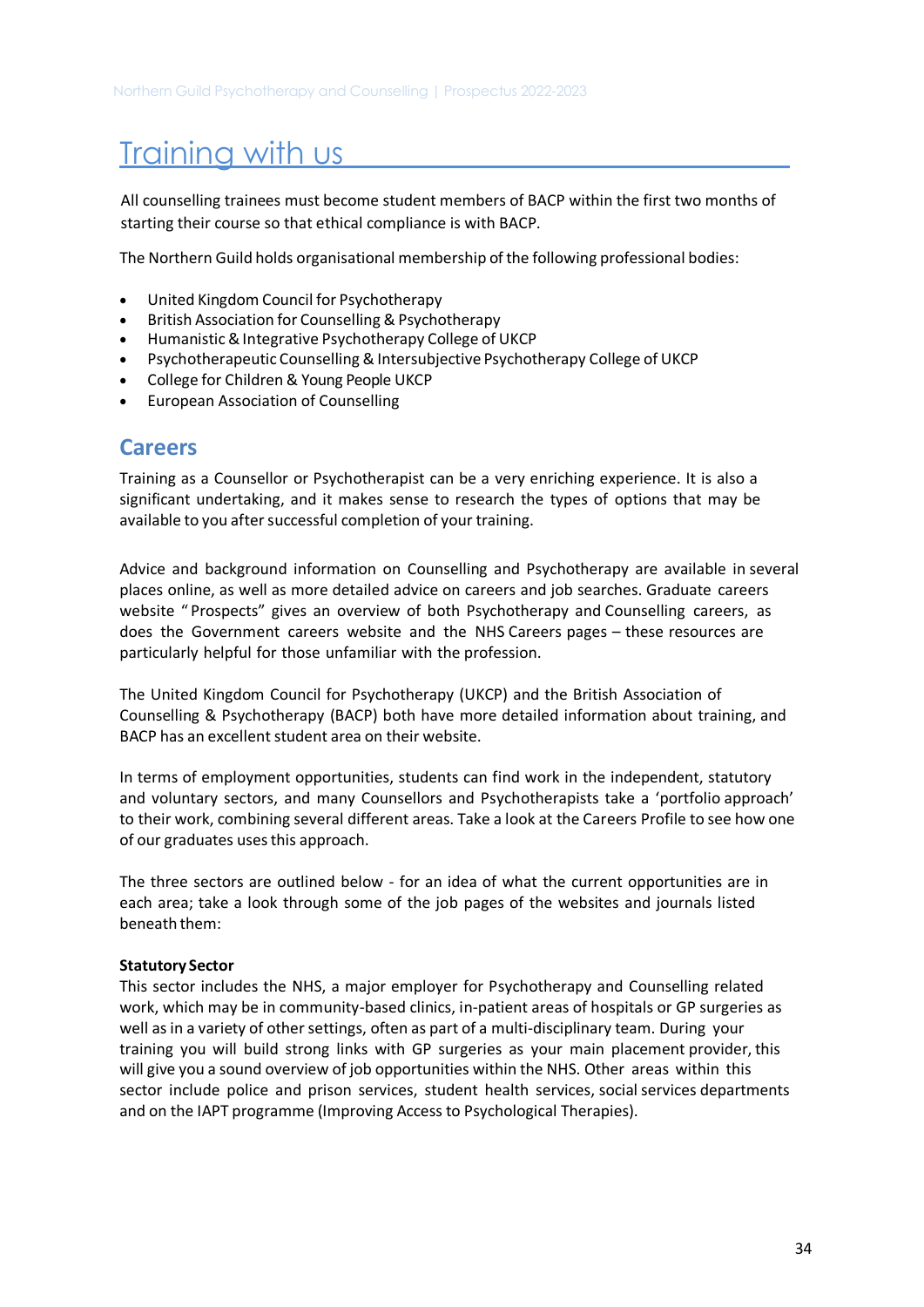# Training with us

All counselling trainees must become student members of BACP within the first two months of starting their course so that ethical compliance is with BACP.

The Northern Guild holds organisational membership of the following professional bodies:

- United Kingdom Council for Psychotherapy
- British Association for Counselling & Psychotherapy
- Humanistic & Integrative Psychotherapy College of UKCP
- Psychotherapeutic Counselling & Intersubjective Psychotherapy College of UKCP
- College for Children & Young People UKCP
- European Association of Counselling

## Careers

Training as a Counsellor or Psychotherapist can be a very enriching experience. It is also a significant undertaking, and it makes sense to research the types of options that may be available to you after successful completion of your training.

Advice and background information on Counselling and Psychotherapy are available in several places online, as well as more detailed advice on careers and job searches. Graduate careers website "Prospects" gives an overview of both Psychotherapy and Counselling careers, as does the Government careers website and the NHS Careers pages – these resources are particularly helpful for those unfamiliar with the profession.

The United Kingdom Council for Psychotherapy (UKCP) and the British Association of Counselling & Psychotherapy (BACP) both have more detailed information about training, and BACP has an excellent student area on their website.

In terms of employment opportunities, students can find work in the independent, statutory and voluntary sectors, and many Counsellors and Psychotherapists take a 'portfolio approach' to their work, combining several different areas. Take a look at the Careers Profile to see how one of our graduates uses this approach.

The three sectors are outlined below - for an idea of what the current opportunities are in each area; take a look through some of the job pages of the websites and journals listed beneath them:

**Statutory Sector**

This sector includes the NHS, a major employer for Psychotherapy and Counselling related work, which may be in community-based clinics, in-patient areas of hospitals or GP surgeries as well as in a variety of other settings, often as part of a multi-disciplinary team. During your training you will build strong links with GP surgeries as your main placement provider, this will give you a sound overview of job opportunities within the NHS. Other areas within this sector include police and prison services, student health services, social services departments and on the IAPT programme (Improving Access to Psychological Therapies).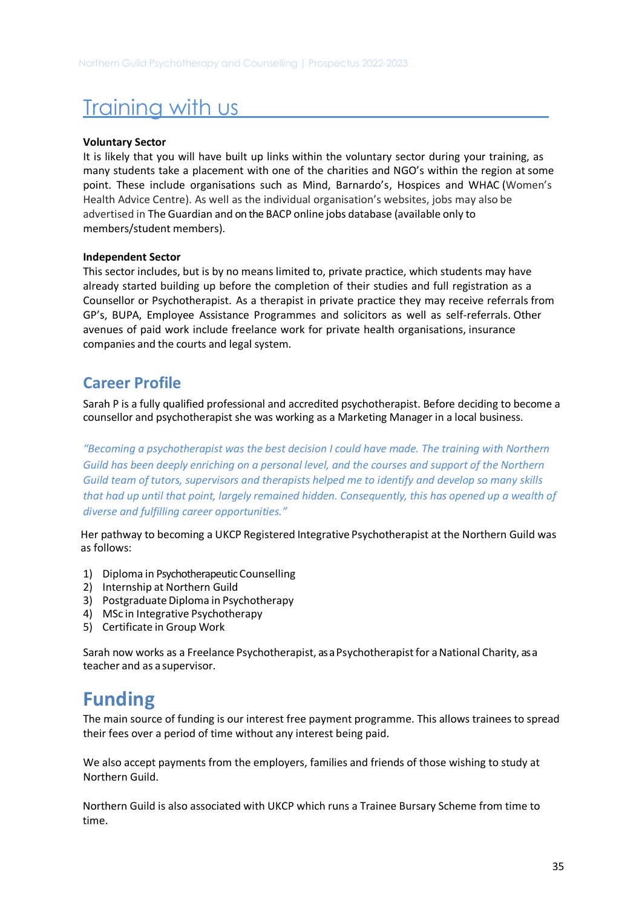# Training with us

**Voluntary Sector**

It is likely that you will have built up links within the voluntary sector during your training, as many students take a placement with one of the charities and NGO's within the region at some point. These include organisations such as Mind, Barnardo's, Hospices and WHAC (Women's Health Advice Centre). As well as the individual organisation's websites, jobs may also be advertised in The Guardian and on the BACP online jobs database (available only to members/student members).

**Independent Sector**

This sector includes, but is by no means limited to, private practice, which students may have already started building up before the completion of their studies and full registration as a Counsellor or Psychotherapist. As a therapist in private practice they may receive referrals from GP's, BUPA, Employee Assistance Programmes and solicitors as well as self-referrals. Other avenues of paid work include freelance work for private health organisations, insurance companies and the courts and legal system.

## Career Profile

Sarah P is a fully qualified professional and accredited psychotherapist. Before deciding to become a counsellor and psychotherapist she was working as a Marketing Manager in a local business.

*"Becoming a psychotherapist was the best decision I could have made. The training with Northern Guild has been deeply enriching on a personal level, and the courses and support of the Northern Guild team of tutors, supervisors and therapists helped me to identify and develop so many skills that had up until that point, largely remained hidden. Consequently, this has opened up a wealth of diverse and fulfilling career opportunities."*

Her pathway to becoming a UKCP Registered Integrative Psychotherapist at the Northern Guild was as follows:

1) Diploma in Psychotherapeutic Counselling
2) Internship at Northern Guild
3) Postgraduate Diploma in Psychotherapy
4) MSc in Integrative Psychotherapy
5) Certificate in Group Work

Sarah now works as a Freelance Psychotherapist, as a Psychotherapist for a National Charity, as a teacher and as a supervisor.

# Funding

The main source of funding is our interest free payment programme. This allows trainees to spread their fees over a period of time without any interest being paid.

We also accept payments from the employers, families and friends of those wishing to study at Northern Guild.

Northern Guild is also associated with UKCP which runs a Trainee Bursary Scheme from time to time.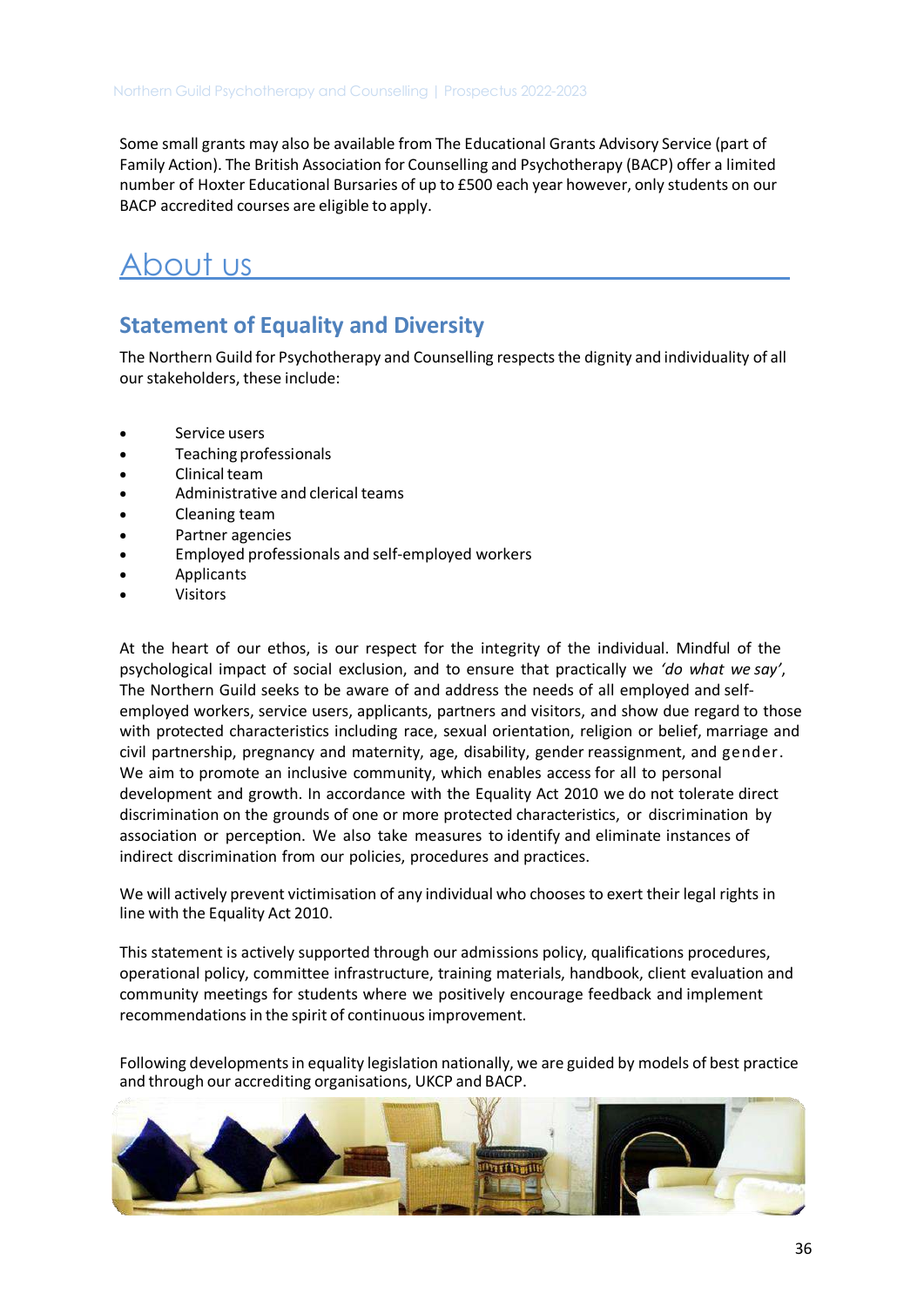Some small grants may also be available from The Educational Grants Advisory Service (part of Family Action). The British Association for Counselling and Psychotherapy (BACP) offer a limited number of Hoxter Educational Bursaries of up to £500 each year however, only students on our BACP accredited courses are eligible to apply.

# About us

## Statement of Equality and Diversity

The Northern Guild for Psychotherapy and Counselling respects the dignity and individuality of all our stakeholders, these include:

- Service users
- Teaching professionals
- Clinical team
- Administrative and clerical teams
- Cleaning team
- Partner agencies
- Employed professionals and self-employed workers
- Applicants
- Visitors

At the heart of our ethos, is our respect for the integrity of the individual. Mindful of the psychological impact of social exclusion, and to ensure that practically we *'do what we say'*, The Northern Guild seeks to be aware of and address the needs of all employed and self-employed workers, service users, applicants, partners and visitors, and show due regard to those with protected characteristics including race, sexual orientation, religion or belief, marriage and civil partnership, pregnancy and maternity, age, disability, gender reassignment, and gender. We aim to promote an inclusive community, which enables access for all to personal development and growth. In accordance with the Equality Act 2010 we do not tolerate direct discrimination on the grounds of one or more protected characteristics, or discrimination by association or perception. We also take measures to identify and eliminate instances of indirect discrimination from our policies, procedures and practices.

We will actively prevent victimisation of any individual who chooses to exert their legal rights in line with the Equality Act 2010.

This statement is actively supported through our admissions policy, qualifications procedures, operational policy, committee infrastructure, training materials, handbook, client evaluation and community meetings for students where we positively encourage feedback and implement recommendations in the spirit of continuous improvement.

Following developments in equality legislation nationally, we are guided by models of best practice and through our accrediting organisations, UKCP and BACP.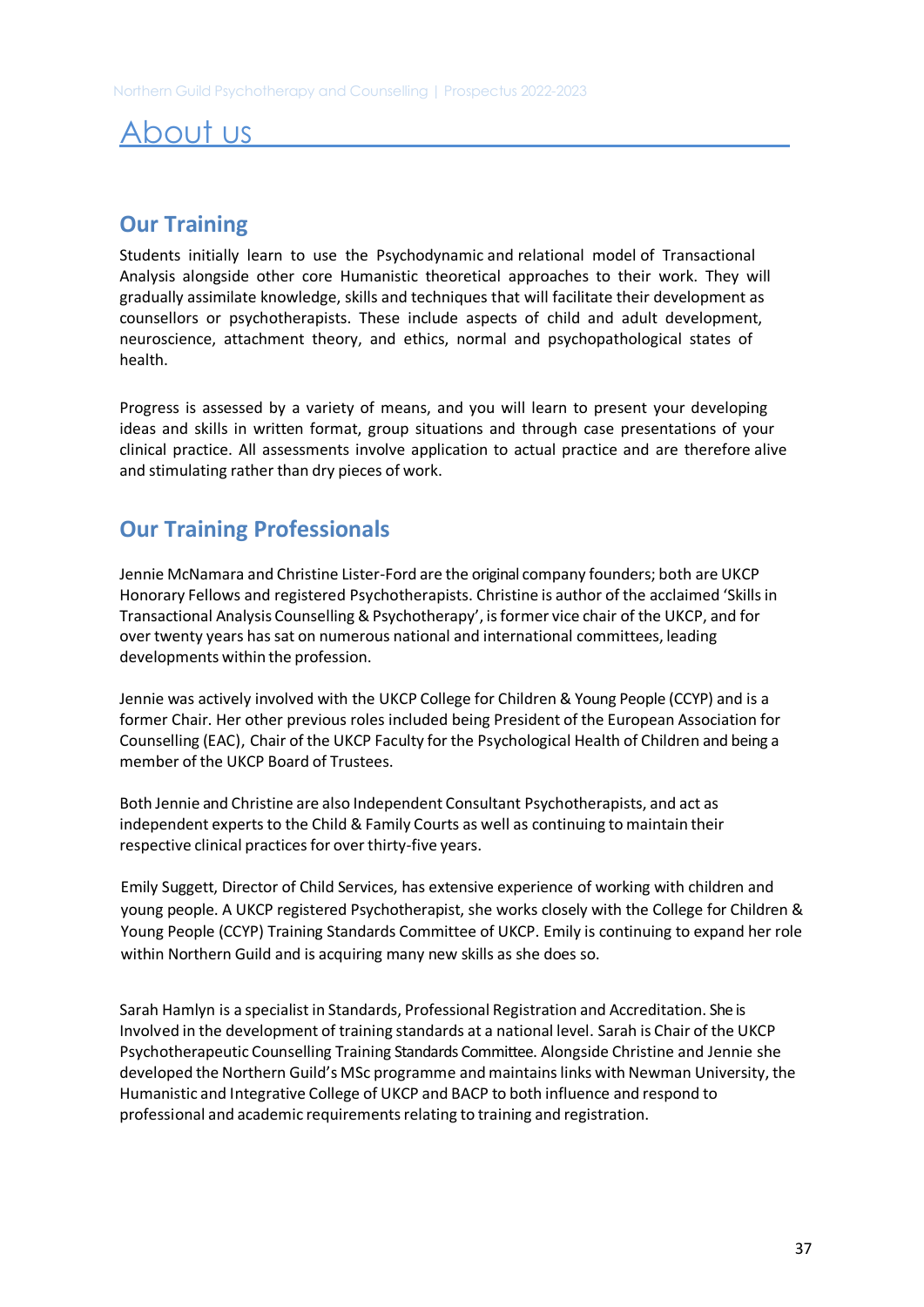# About us

## Our Training

Students initially learn to use the Psychodynamic and relational model of Transactional Analysis alongside other core Humanistic theoretical approaches to their work. They will gradually assimilate knowledge, skills and techniques that will facilitate their development as counsellors or psychotherapists. These include aspects of child and adult development, neuroscience, attachment theory, and ethics, normal and psychopathological states of health.

Progress is assessed by a variety of means, and you will learn to present your developing ideas and skills in written format, group situations and through case presentations of your clinical practice. All assessments involve application to actual practice and are therefore alive and stimulating rather than dry pieces of work.

## Our Training Professionals

Jennie McNamara and Christine Lister-Ford are the original company founders; both are UKCP Honorary Fellows and registered Psychotherapists. Christine is author of the acclaimed 'Skills in Transactional Analysis Counselling & Psychotherapy', is former vice chair of the UKCP, and for over twenty years has sat on numerous national and international committees, leading developments within the profession.

Jennie was actively involved with the UKCP College for Children & Young People (CCYP) and is a former Chair. Her other previous roles included being President of the European Association for Counselling (EAC), Chair of the UKCP Faculty for the Psychological Health of Children and being a member of the UKCP Board of Trustees.

Both Jennie and Christine are also Independent Consultant Psychotherapists, and act as independent experts to the Child & Family Courts as well as continuing to maintain their respective clinical practices for over thirty-five years.

Emily Suggett, Director of Child Services, has extensive experience of working with children and young people. A UKCP registered Psychotherapist, she works closely with the College for Children & Young People (CCYP) Training Standards Committee of UKCP. Emily is continuing to expand her role within Northern Guild and is acquiring many new skills as she does so.

Sarah Hamlyn is a specialist in Standards, Professional Registration and Accreditation. She is Involved in the development of training standards at a national level. Sarah is Chair of the UKCP Psychotherapeutic Counselling Training Standards Committee. Alongside Christine and Jennie she developed the Northern Guild's MSc programme and maintains links with Newman University, the Humanistic and Integrative College of UKCP and BACP to both influence and respond to professional and academic requirements relating to training and registration.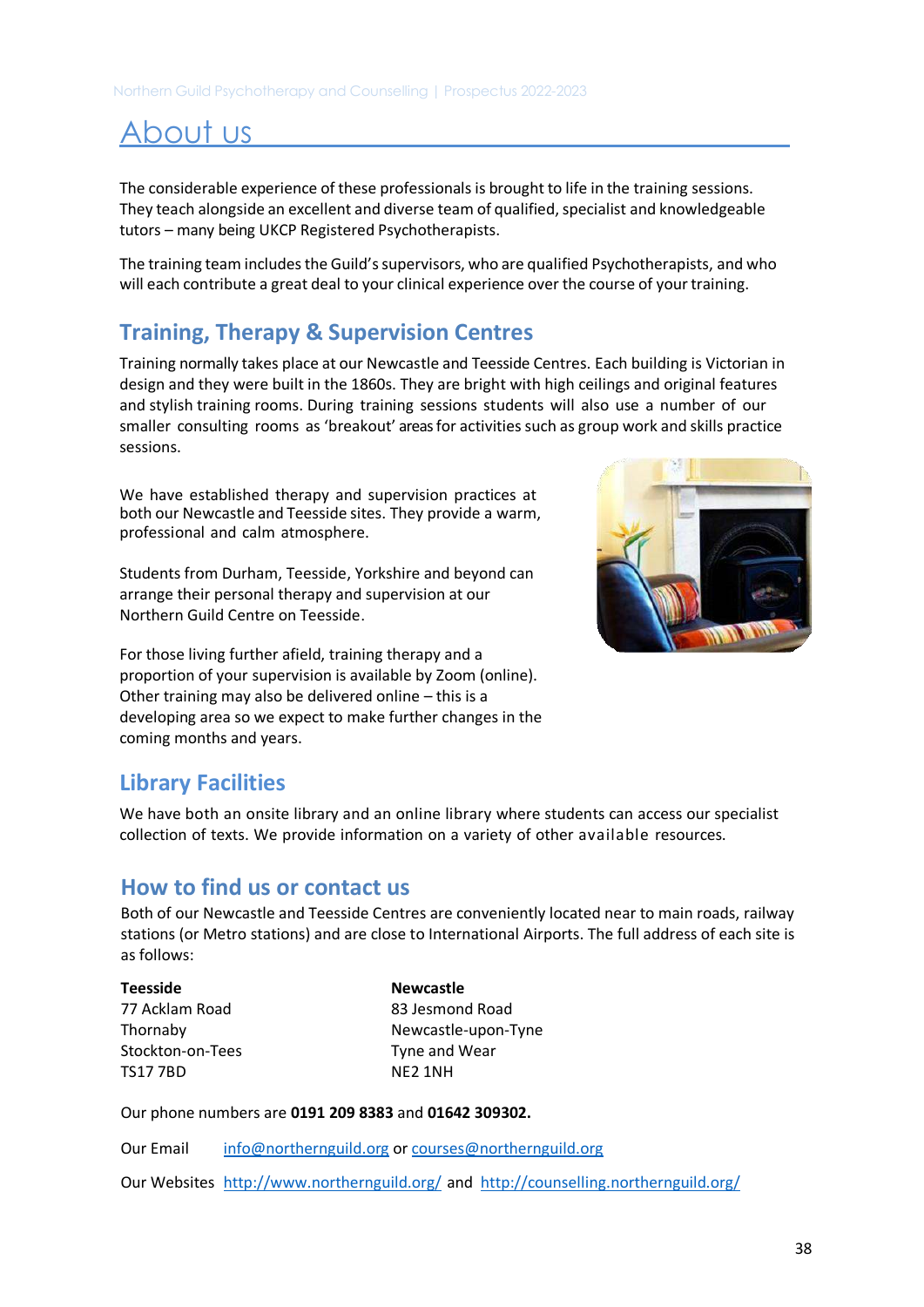# About us

The considerable experience of these professionals is brought to life in the training sessions. They teach alongside an excellent and diverse team of qualified, specialist and knowledgeable tutors – many being UKCP Registered Psychotherapists.

The training team includes the Guild's supervisors, who are qualified Psychotherapists, and who will each contribute a great deal to your clinical experience over the course of your training.

## Training, Therapy & Supervision Centres

Training normally takes place at our Newcastle and Teesside Centres. Each building is Victorian in design and they were built in the 1860s. They are bright with high ceilings and original features and stylish training rooms. During training sessions students will also use a number of our smaller consulting rooms as 'breakout' areas for activities such as group work and skills practice sessions.

We have established therapy and supervision practices at both our Newcastle and Teesside sites. They provide a warm, professional and calm atmosphere.

Students from Durham, Teesside, Yorkshire and beyond can arrange their personal therapy and supervision at our Northern Guild Centre on Teesside.

For those living further afield, training therapy and a proportion of your supervision is available by Zoom (online). Other training may also be delivered online – this is a developing area so we expect to make further changes in the coming months and years.

## Library Facilities

We have both an onsite library and an online library where students can access our specialist collection of texts. We provide information on a variety of other available resources.

## How to find us or contact us

Both of our Newcastle and Teesside Centres are conveniently located near to main roads, railway stations (or Metro stations) and are close to International Airports. The full address of each site is as follows:

**Teesside**
77 Acklam Road
Thornaby
Stockton-on-Tees
TS17 7BD

**Newcastle**
83 Jesmond Road
Newcastle-upon-Tyne
Tyne and Wear
NE2 1NH

Our phone numbers are **0191 209 8383** and **01642 309302.**

Our Email info@northernguild.org or courses@northernguild.org

Our Websites http://www.northernguild.org/ and http://counselling.northernguild.org/